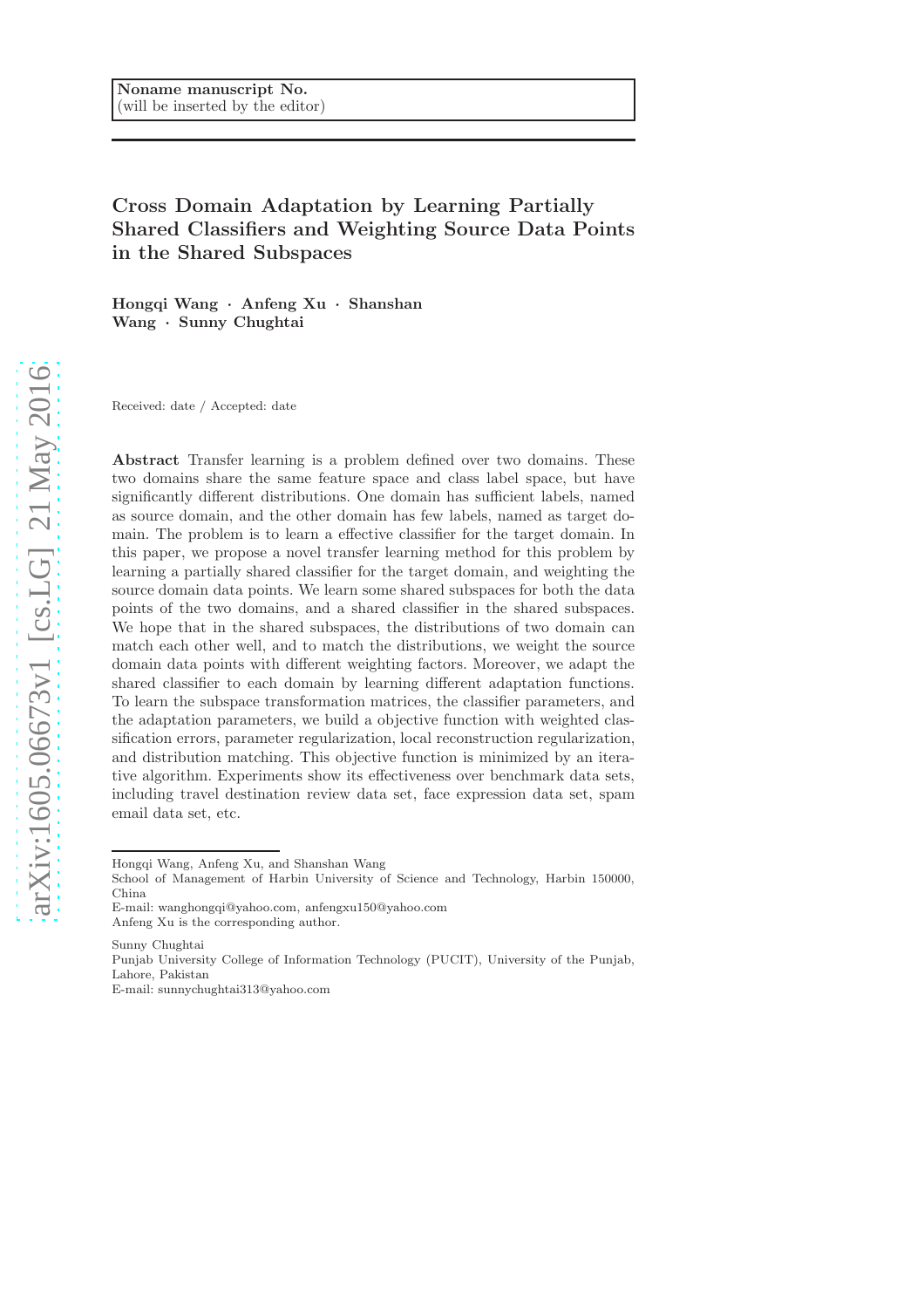Noname manuscript No.
(will be inserted by the editor)

# Cross Domain Adaptation by Learning Partially Shared Classifiers and Weighting Source Data Points in the Shared Subspaces

**Hongqi Wang · Anfeng Xu · Shanshan Wang · Sunny Chughtai**

Received: date / Accepted: date

**Abstract** Transfer learning is a problem defined over two domains. These two domains share the same feature space and class label space, but have significantly different distributions. One domain has sufficient labels, named as source domain, and the other domain has few labels, named as target domain. The problem is to learn a effective classifier for the target domain. In this paper, we propose a novel transfer learning method for this problem by learning a partially shared classifier for the target domain, and weighting the source domain data points. We learn some shared subspaces for both the data points of the two domains, and a shared classifier in the shared subspaces. We hope that in the shared subspaces, the distributions of two domain can match each other well, and to match the distributions, we weight the source domain data points with different weighting factors. Moreover, we adapt the shared classifier to each domain by learning different adaptation functions. To learn the subspace transformation matrices, the classifier parameters, and the adaptation parameters, we build a objective function with weighted classification errors, parameter regularization, local reconstruction regularization, and distribution matching. This objective function is minimized by an iterative algorithm. Experiments show its effectiveness over benchmark data sets, including travel destination review data set, face expression data set, spam email data set, etc.

---

Hongqi Wang, Anfeng Xu, and Shanshan Wang
School of Management of Harbin University of Science and Technology, Harbin 150000, China
E-mail: wanghongqi@yahoo.com, anfengxu150@yahoo.com
Anfeng Xu is the corresponding author.

Sunny Chughtai
Punjab University College of Information Technology (PUCIT), University of the Punjab, Lahore, Pakistan
E-mail: sunnychughtai313@yahoo.com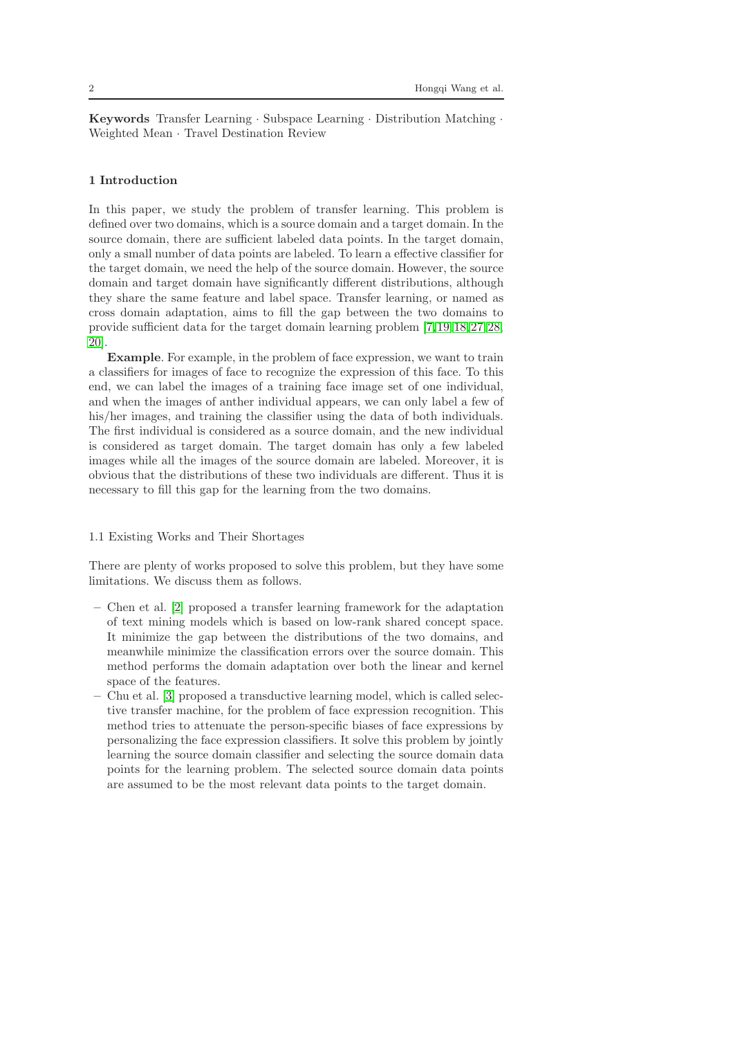**Keywords** Transfer Learning · Subspace Learning · Distribution Matching · Weighted Mean · Travel Destination Review

## 1 Introduction

In this paper, we study the problem of transfer learning. This problem is defined over two domains, which is a source domain and a target domain. In the source domain, there are sufficient labeled data points. In the target domain, only a small number of data points are labeled. To learn a effective classifier for the target domain, we need the help of the source domain. However, the source domain and target domain have significantly different distributions, although they share the same feature and label space. Transfer learning, or named as cross domain adaptation, aims to fill the gap between the two domains to provide sufficient data for the target domain learning problem [7,19,18,27,28,20].

**Example**. For example, in the problem of face expression, we want to train a classifiers for images of face to recognize the expression of this face. To this end, we can label the images of a training face image set of one individual, and when the images of anther individual appears, we can only label a few of his/her images, and training the classifier using the data of both individuals. The first individual is considered as a source domain, and the new individual is considered as target domain. The target domain has only a few labeled images while all the images of the source domain are labeled. Moreover, it is obvious that the distributions of these two individuals are different. Thus it is necessary to fill this gap for the learning from the two domains.

### 1.1 Existing Works and Their Shortages

There are plenty of works proposed to solve this problem, but they have some limitations. We discuss them as follows.

- Chen et al. [2] proposed a transfer learning framework for the adaptation of text mining models which is based on low-rank shared concept space. It minimize the gap between the distributions of the two domains, and meanwhile minimize the classification errors over the source domain. This method performs the domain adaptation over both the linear and kernel space of the features.
- Chu et al. [3] proposed a transductive learning model, which is called selective transfer machine, for the problem of face expression recognition. This method tries to attenuate the person-specific biases of face expressions by personalizing the face expression classifiers. It solve this problem by jointly learning the source domain classifier and selecting the source domain data points for the learning problem. The selected source domain data points are assumed to be the most relevant data points to the target domain.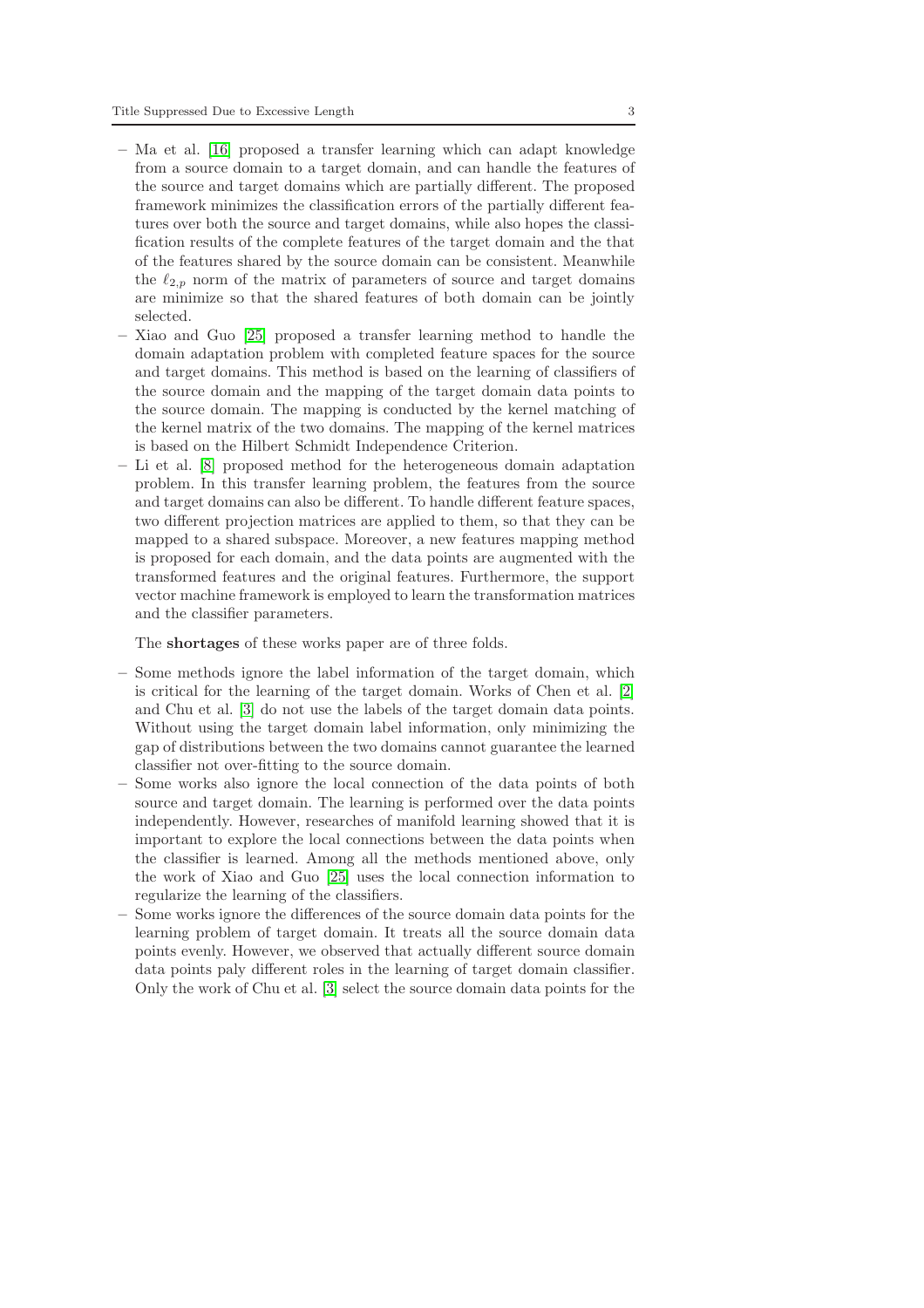- Ma et al. [16] proposed a transfer learning which can adapt knowledge from a source domain to a target domain, and can handle the features of the source and target domains which are partially different. The proposed framework minimizes the classification errors of the partially different features over both the source and target domains, while also hopes the classification results of the complete features of the target domain and the that of the features shared by the source domain can be consistent. Meanwhile the $\ell_{2,p}$ norm of the matrix of parameters of source and target domains are minimize so that the shared features of both domain can be jointly selected.
- Xiao and Guo [25] proposed a transfer learning method to handle the domain adaptation problem with completed feature spaces for the source and target domains. This method is based on the learning of classifiers of the source domain and the mapping of the target domain data points to the source domain. The mapping is conducted by the kernel matching of the kernel matrix of the two domains. The mapping of the kernel matrices is based on the Hilbert Schmidt Independence Criterion.
- Li et al. [8] proposed method for the heterogeneous domain adaptation problem. In this transfer learning problem, the features from the source and target domains can also be different. To handle different feature spaces, two different projection matrices are applied to them, so that they can be mapped to a shared subspace. Moreover, a new features mapping method is proposed for each domain, and the data points are augmented with the transformed features and the original features. Furthermore, the support vector machine framework is employed to learn the transformation matrices and the classifier parameters.

The **shortages** of these works paper are of three folds.

- Some methods ignore the label information of the target domain, which is critical for the learning of the target domain. Works of Chen et al. [2] and Chu et al. [3] do not use the labels of the target domain data points. Without using the target domain label information, only minimizing the gap of distributions between the two domains cannot guarantee the learned classifier not over-fitting to the source domain.
- Some works also ignore the local connection of the data points of both source and target domain. The learning is performed over the data points independently. However, researches of manifold learning showed that it is important to explore the local connections between the data points when the classifier is learned. Among all the methods mentioned above, only the work of Xiao and Guo [25] uses the local connection information to regularize the learning of the classifiers.
- Some works ignore the differences of the source domain data points for the learning problem of target domain. It treats all the source domain data points evenly. However, we observed that actually different source domain data points paly different roles in the learning of target domain classifier. Only the work of Chu et al. [3] select the source domain data points for the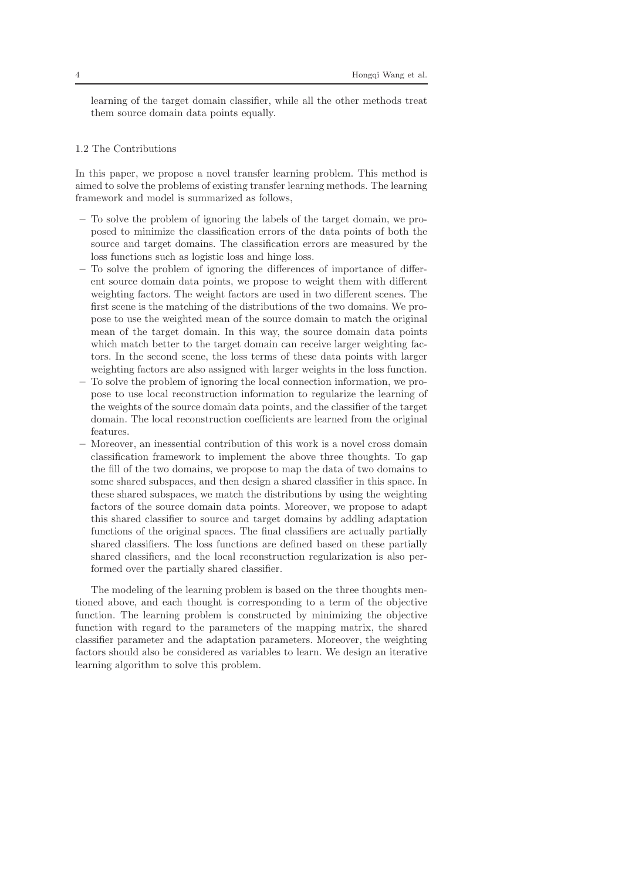learning of the target domain classifier, while all the other methods treat them source domain data points equally.

### 1.2 The Contributions

In this paper, we propose a novel transfer learning problem. This method is aimed to solve the problems of existing transfer learning methods. The learning framework and model is summarized as follows,

- To solve the problem of ignoring the labels of the target domain, we proposed to minimize the classification errors of the data points of both the source and target domains. The classification errors are measured by the loss functions such as logistic loss and hinge loss.
- To solve the problem of ignoring the differences of importance of different source domain data points, we propose to weight them with different weighting factors. The weight factors are used in two different scenes. The first scene is the matching of the distributions of the two domains. We propose to use the weighted mean of the source domain to match the original mean of the target domain. In this way, the source domain data points which match better to the target domain can receive larger weighting factors. In the second scene, the loss terms of these data points with larger weighting factors are also assigned with larger weights in the loss function.
- To solve the problem of ignoring the local connection information, we propose to use local reconstruction information to regularize the learning of the weights of the source domain data points, and the classifier of the target domain. The local reconstruction coefficients are learned from the original features.
- Moreover, an inessential contribution of this work is a novel cross domain classification framework to implement the above three thoughts. To gap the fill of the two domains, we propose to map the data of two domains to some shared subspaces, and then design a shared classifier in this space. In these shared subspaces, we match the distributions by using the weighting factors of the source domain data points. Moreover, we propose to adapt this shared classifier to source and target domains by addling adaptation functions of the original spaces. The final classifiers are actually partially shared classifiers. The loss functions are defined based on these partially shared classifiers, and the local reconstruction regularization is also performed over the partially shared classifier.

The modeling of the learning problem is based on the three thoughts mentioned above, and each thought is corresponding to a term of the objective function. The learning problem is constructed by minimizing the objective function with regard to the parameters of the mapping matrix, the shared classifier parameter and the adaptation parameters. Moreover, the weighting factors should also be considered as variables to learn. We design an iterative learning algorithm to solve this problem.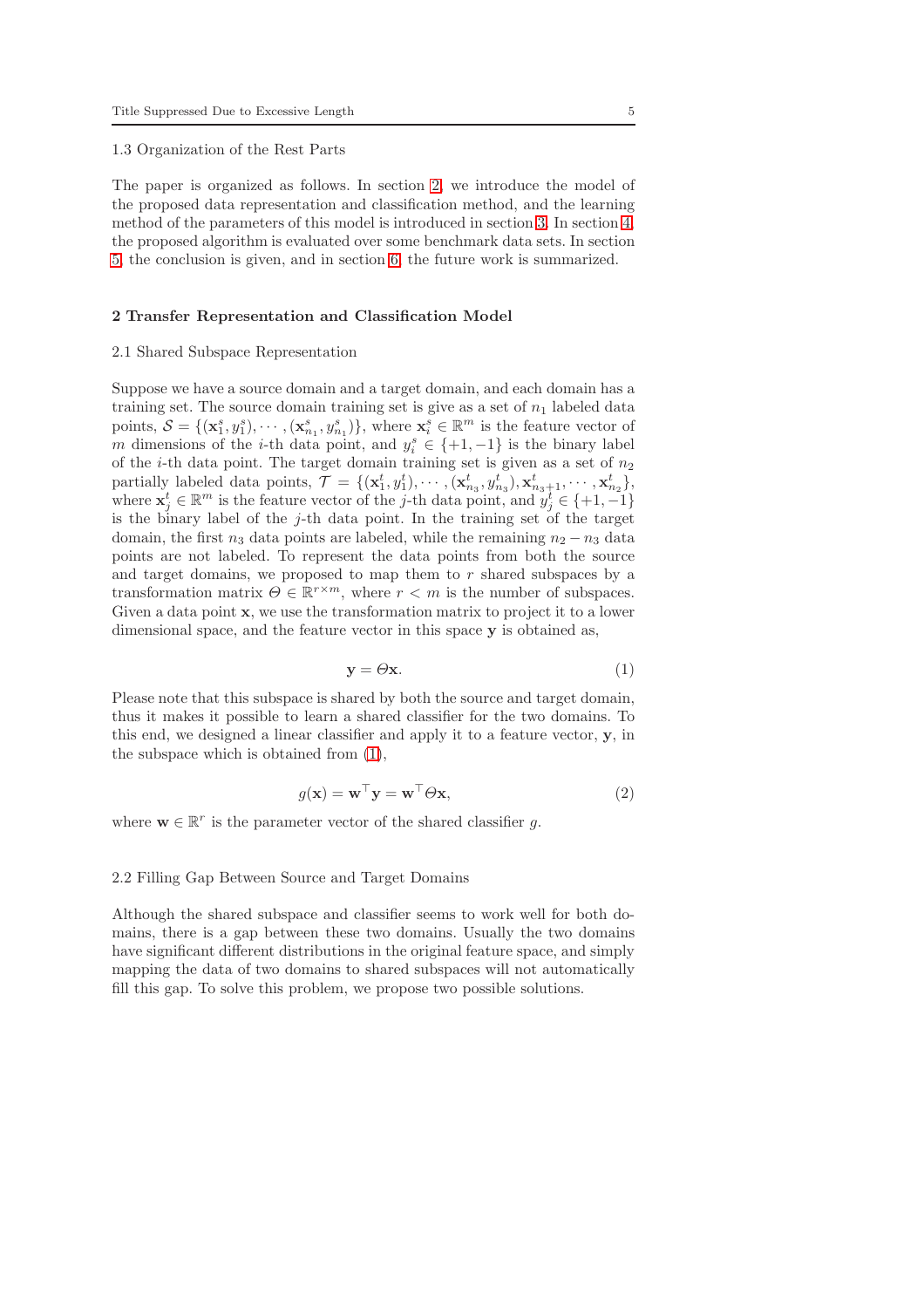### 1.3 Organization of the Rest Parts

The paper is organized as follows. In section 2, we introduce the model of the proposed data representation and classification method, and the learning method of the parameters of this model is introduced in section 3. In section 4, the proposed algorithm is evaluated over some benchmark data sets. In section 5, the conclusion is given, and in section 6, the future work is summarized.

## 2 Transfer Representation and Classification Model

### 2.1 Shared Subspace Representation

Suppose we have a source domain and a target domain, and each domain has a training set. The source domain training set is give as a set of $n_1$ labeled data points, $\mathcal{S} = \{(\mathbf{x}_1^s, y_1^s), \cdots, (\mathbf{x}_{n_1}^s, y_{n_1}^s)\}$, where $\mathbf{x}_i^s \in \mathbb{R}^m$ is the feature vector of $m$ dimensions of the $i$-th data point, and $y_i^s \in \{+1, -1\}$ is the binary label of the $i$-th data point. The target domain training set is given as a set of $n_2$ partially labeled data points, $\mathcal{T} = \{(\mathbf{x}_1^t, y_1^t), \cdots, (\mathbf{x}_{n_3}^t, y_{n_3}^t), \mathbf{x}_{n_3+1}^t, \cdots, \mathbf{x}_{n_2}^t\}$, where $\mathbf{x}_j^t \in \mathbb{R}^m$ is the feature vector of the $j$-th data point, and $y_j^t \in \{+1, -1\}$ is the binary label of the $j$-th data point. In the training set of the target domain, the first $n_3$ data points are labeled, while the remaining $n_2 - n_3$ data points are not labeled. To represent the data points from both the source and target domains, we proposed to map them to $r$ shared subspaces by a transformation matrix $\Theta \in \mathbb{R}^{r \times m}$, where $r < m$ is the number of subspaces. Given a data point $\mathbf{x}$, we use the transformation matrix to project it to a lower dimensional space, and the feature vector in this space $\mathbf{y}$ is obtained as,

$$\mathbf{y} = \Theta \mathbf{x}. \tag{1}$$

Please note that this subspace is shared by both the source and target domain, thus it makes it possible to learn a shared classifier for the two domains. To this end, we designed a linear classifier and apply it to a feature vector, $\mathbf{y}$, in the subspace which is obtained from (1),

$$g(\mathbf{x}) = \mathbf{w}^\top \mathbf{y} = \mathbf{w}^\top \Theta \mathbf{x}, \tag{2}$$

where $\mathbf{w} \in \mathbb{R}^r$ is the parameter vector of the shared classifier $g$.

### 2.2 Filling Gap Between Source and Target Domains

Although the shared subspace and classifier seems to work well for both domains, there is a gap between these two domains. Usually the two domains have significant different distributions in the original feature space, and simply mapping the data of two domains to shared subspaces will not automatically fill this gap. To solve this problem, we propose two possible solutions.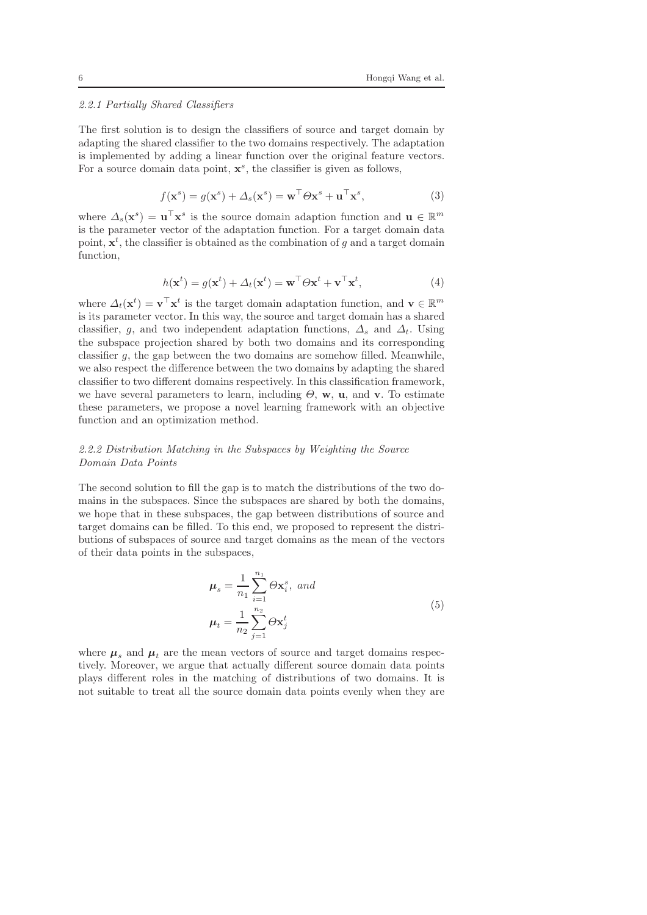#### 2.2.1 Partially Shared Classifiers

The first solution is to design the classifiers of source and target domain by adapting the shared classifier to the two domains respectively. The adaptation is implemented by adding a linear function over the original feature vectors. For a source domain data point, $\mathbf{x}^s$, the classifier is given as follows,

$$f(\mathbf{x}^s) = g(\mathbf{x}^s) + \Delta_s(\mathbf{x}^s) = \mathbf{w}^\top \Theta \mathbf{x}^s + \mathbf{u}^\top \mathbf{x}^s, \tag{3}$$

where $\Delta_s(\mathbf{x}^s) = \mathbf{u}^\top \mathbf{x}^s$ is the source domain adaption function and $\mathbf{u} \in \mathbb{R}^m$ is the parameter vector of the adaptation function. For a target domain data point, $\mathbf{x}^t$, the classifier is obtained as the combination of $g$ and a target domain function,

$$h(\mathbf{x}^t) = g(\mathbf{x}^t) + \Delta_t(\mathbf{x}^t) = \mathbf{w}^\top \Theta \mathbf{x}^t + \mathbf{v}^\top \mathbf{x}^t, \tag{4}$$

where $\Delta_t(\mathbf{x}^t) = \mathbf{v}^\top \mathbf{x}^t$ is the target domain adaptation function, and $\mathbf{v} \in \mathbb{R}^m$ is its parameter vector. In this way, the source and target domain has a shared classifier, $g$, and two independent adaptation functions, $\Delta_s$ and $\Delta_t$. Using the subspace projection shared by both two domains and its corresponding classifier $g$, the gap between the two domains are somehow filled. Meanwhile, we also respect the difference between the two domains by adapting the shared classifier to two different domains respectively. In this classification framework, we have several parameters to learn, including $\Theta$, $\mathbf{w}$, $\mathbf{u}$, and $\mathbf{v}$. To estimate these parameters, we propose a novel learning framework with an objective function and an optimization method.

#### 2.2.2 Distribution Matching in the Subspaces by Weighting the Source Domain Data Points

The second solution to fill the gap is to match the distributions of the two domains in the subspaces. Since the subspaces are shared by both the domains, we hope that in these subspaces, the gap between distributions of source and target domains can be filled. To this end, we proposed to represent the distributions of subspaces of source and target domains as the mean of the vectors of their data points in the subspaces,

$$\begin{aligned} \boldsymbol{\mu}_s &= \frac{1}{n_1} \sum_{i=1}^{n_1} \Theta \mathbf{x}_i^s, \ \mathit{and} \\ \boldsymbol{\mu}_t &= \frac{1}{n_2} \sum_{j=1}^{n_2} \Theta \mathbf{x}_j^t \end{aligned} \tag{5}$$

where $\boldsymbol{\mu}_s$ and $\boldsymbol{\mu}_t$ are the mean vectors of source and target domains respectively. Moreover, we argue that actually different source domain data points plays different roles in the matching of distributions of two domains. It is not suitable to treat all the source domain data points evenly when they are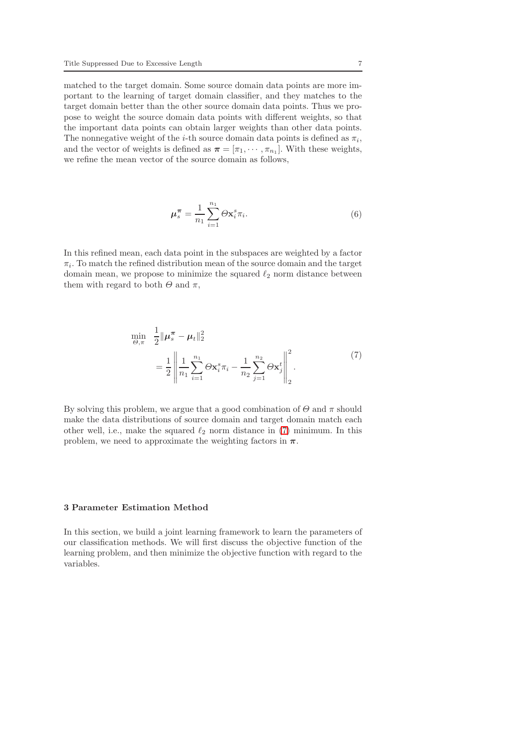matched to the target domain. Some source domain data points are more important to the learning of target domain classifier, and they matches to the target domain better than the other source domain data points. Thus we propose to weight the source domain data points with different weights, so that the important data points can obtain larger weights than other data points. The nonnegative weight of the $i$-th source domain data points is defined as $\pi_i$, and the vector of weights is defined as $\boldsymbol{\pi} = [\pi_1, \cdots, \pi_{n_1}]$. With these weights, we refine the mean vector of the source domain as follows,

$$\boldsymbol{\mu}_s^{\boldsymbol{\pi}} = \frac{1}{n_1}\sum_{i=1}^{n_1} \Theta \mathbf{x}_i^s \pi_i. \tag{6}$$

In this refined mean, each data point in the subspaces are weighted by a factor $\pi_i$. To match the refined distribution mean of the source domain and the target domain mean, we propose to minimize the squared $\ell_2$ norm distance between them with regard to both $\Theta$ and $\pi$,

$$\begin{aligned}
\min_{\Theta,\pi} \quad & \frac{1}{2}\|\boldsymbol{\mu}_s^{\boldsymbol{\pi}} - \boldsymbol{\mu}_t\|_2^2 \\
& = \frac{1}{2}\left\| \frac{1}{n_1}\sum_{i=1}^{n_1} \Theta \mathbf{x}_i^s \pi_i - \frac{1}{n_2}\sum_{j=1}^{n_2} \Theta \mathbf{x}_j^t \right\|_2^2.
\end{aligned} \tag{7}$$

By solving this problem, we argue that a good combination of $\Theta$ and $\pi$ should make the data distributions of source domain and target domain match each other well, i.e., make the squared $\ell_2$ norm distance in (7) minimum. In this problem, we need to approximate the weighting factors in $\boldsymbol{\pi}$.

## 3 Parameter Estimation Method

In this section, we build a joint learning framework to learn the parameters of our classification methods. We will first discuss the objective function of the learning problem, and then minimize the objective function with regard to the variables.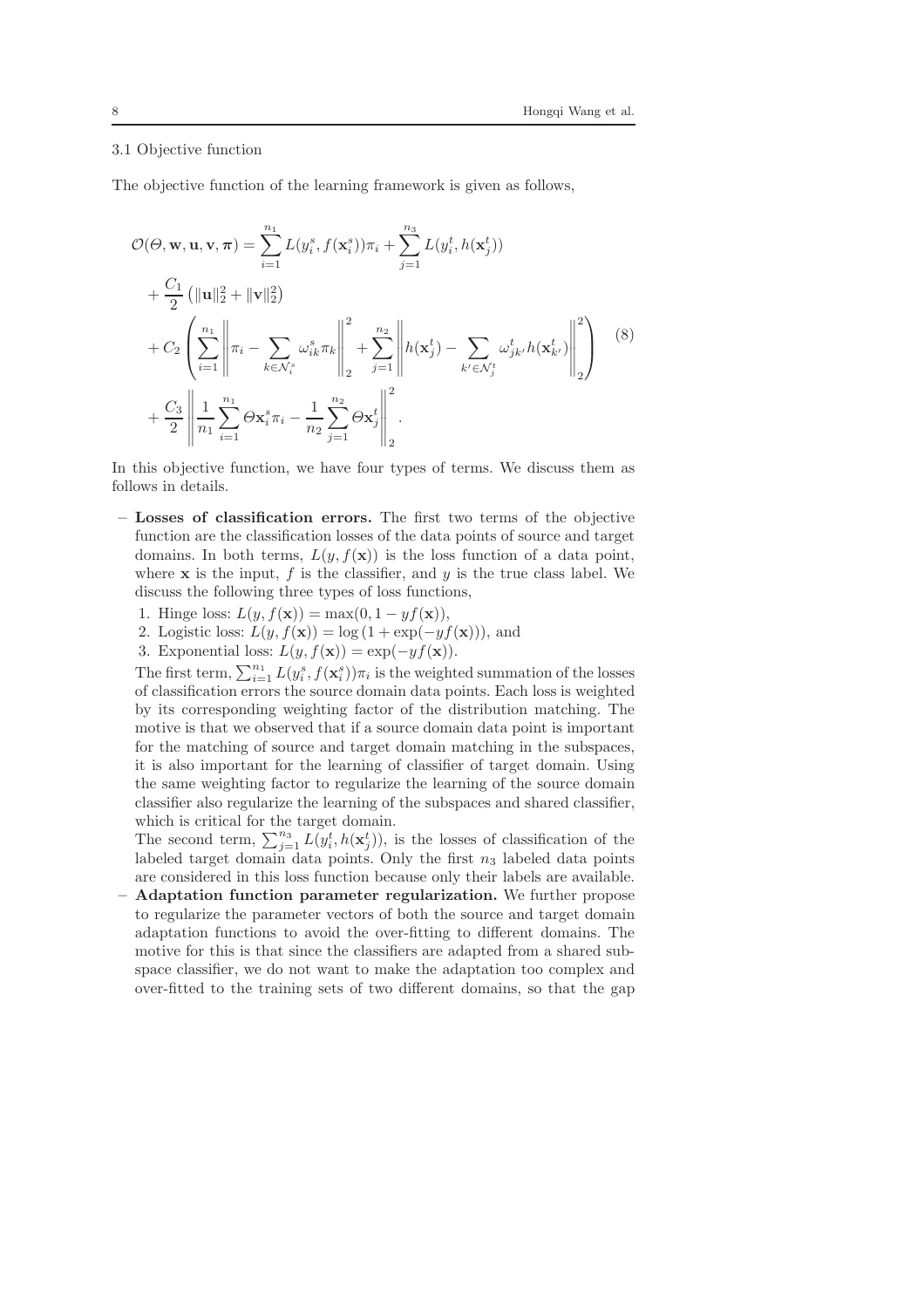### 3.1 Objective function

The objective function of the learning framework is given as follows,

$$
\begin{aligned}
\mathcal{O}(\Theta, \mathbf{w}, \mathbf{u}, \mathbf{v}, \boldsymbol{\pi}) &= \sum_{i=1}^{n_1} L(y_i^s, f(\mathbf{x}_i^s))\pi_i + \sum_{j=1}^{n_3} L(y_i^t, h(\mathbf{x}_j^t)) \\
&+ \frac{C_1}{2}\left(\|\mathbf{u}\|_2^2 + \|\mathbf{v}\|_2^2\right) \\
&+ C_2\left(\sum_{i=1}^{n_1}\left\|\pi_i - \sum_{k\in\mathcal{N}_i^s}\omega_{ik}^s\pi_k\right\|_2^2 + \sum_{j=1}^{n_2}\left\|h(\mathbf{x}_j^t) - \sum_{k'\in\mathcal{N}_j^t}\omega_{jk'}^t h(\mathbf{x}_{k'}^t)\right\|_2^2\right) \\
&+ \frac{C_3}{2}\left\|\frac{1}{n_1}\sum_{i=1}^{n_1}\Theta\mathbf{x}_i^s\pi_i - \frac{1}{n_2}\sum_{j=1}^{n_2}\Theta\mathbf{x}_j^t\right\|_2^2.
\end{aligned}
\tag{8}
$$

In this objective function, we have four types of terms. We discuss them as follows in details.

- **Losses of classification errors.** The first two terms of the objective function are the classification losses of the data points of source and target domains. In both terms, $L(y, f(\mathbf{x}))$ is the loss function of a data point, where $\mathbf{x}$ is the input, $f$ is the classifier, and $y$ is the true class label. We discuss the following three types of loss functions,
  1. Hinge loss: $L(y, f(\mathbf{x})) = \max(0, 1 - yf(\mathbf{x}))$,
  2. Logistic loss: $L(y, f(\mathbf{x})) = \log(1 + \exp(-yf(\mathbf{x})))$, and
  3. Exponential loss: $L(y, f(\mathbf{x})) = \exp(-yf(\mathbf{x}))$.

  The first term, $\sum_{i=1}^{n_1} L(y_i^s, f(\mathbf{x}_i^s))\pi_i$ is the weighted summation of the losses of classification errors the source domain data points. Each loss is weighted by its corresponding weighting factor of the distribution matching. The motive is that we observed that if a source domain data point is important for the matching of source and target domain matching in the subspaces, it is also important for the learning of classifier of target domain. Using the same weighting factor to regularize the learning of the source domain classifier also regularize the learning of the subspaces and shared classifier, which is critical for the target domain.

  The second term, $\sum_{j=1}^{n_3} L(y_i^t, h(\mathbf{x}_j^t))$, is the losses of classification of the labeled target domain data points. Only the first $n_3$ labeled data points are considered in this loss function because only their labels are available.
- **Adaptation function parameter regularization.** We further propose to regularize the parameter vectors of both the source and target domain adaptation functions to avoid the over-fitting to different domains. The motive for this is that since the classifiers are adapted from a shared subspace classifier, we do not want to make the adaptation too complex and over-fitted to the training sets of two different domains, so that the gap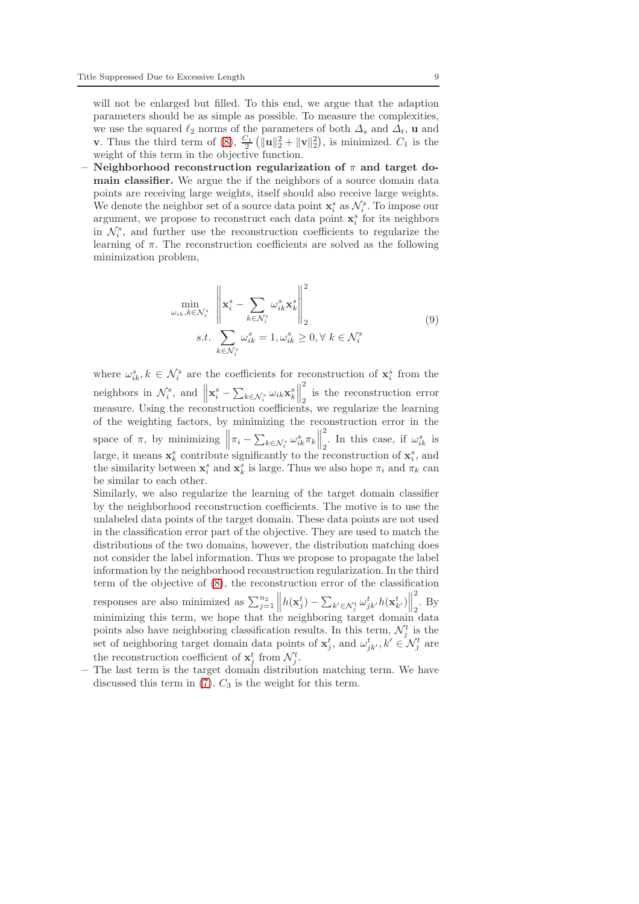will not be enlarged but filled. To this end, we argue that the adaption parameters should be as simple as possible. To measure the complexities, we use the squared $\ell_2$ norms of the parameters of both $\Delta_s$ and $\Delta_t$, $\mathbf{u}$ and $\mathbf{v}$. Thus the third term of (8), $\frac{C_1}{2}\left(\|\mathbf{u}\|_2^2 + \|\mathbf{v}\|_2^2\right)$, is minimized. $C_1$ is the weight of this term in the objective function.

- **Neighborhood reconstruction regularization of $\pi$ and target domain classifier.** We argue the if the neighbors of a source domain data points are receiving large weights, itself should also receive large weights. We denote the neighbor set of a source data point $\mathbf{x}_i^s$ as $\mathcal{N}_i^s$. To impose our argument, we propose to reconstruct each data point $\mathbf{x}_i^s$ for its neighbors in $\mathcal{N}_i^s$, and further use the reconstruction coefficients to regularize the learning of $\pi$. The reconstruction coefficients are solved as the following minimization problem,

$$
\begin{aligned}
&\min_{\omega_{ik}, k \in \mathcal{N}_i^s} \left\| \mathbf{x}_i^s - \sum_{k \in \mathcal{N}_i^s} \omega_{ik}^s \mathbf{x}_k^s \right\|_2^2 \\
&s.t. \sum_{k \in \mathcal{N}_i^s} \omega_{ik}^s = 1, \omega_{ik}^s \geq 0, \forall\, k \in \mathcal{N}_i^s
\end{aligned}
\tag{9}
$$

  where $\omega_{ik}^s, k \in \mathcal{N}_i^s$ are the coefficients for reconstruction of $\mathbf{x}_i^s$ from the neighbors in $\mathcal{N}_i^s$, and $\left\|\mathbf{x}_i^s - \sum_{k \in \mathcal{N}_i^s} \omega_{ik} \mathbf{x}_k^s\right\|_2^2$ is the reconstruction error measure. Using the reconstruction coefficients, we regularize the learning of the weighting factors, by minimizing the reconstruction error in the space of $\pi$, by minimizing $\left\|\pi_i - \sum_{k \in \mathcal{N}_i^s} \omega_{ik}^s \pi_k\right\|_2^2$. In this case, if $\omega_{ik}^s$ is large, it means $\mathbf{x}_k^s$ contribute significantly to the reconstruction of $\mathbf{x}_i^s$, and the similarity between $\mathbf{x}_i^s$ and $\mathbf{x}_k^s$ is large. Thus we also hope $\pi_i$ and $\pi_k$ can be similar to each other.

  Similarly, we also regularize the learning of the target domain classifier by the neighborhood reconstruction coefficients. The motive is to use the unlabeled data points of the target domain. These data points are not used in the classification error part of the objective. They are used to match the distributions of the two domains, however, the distribution matching does not consider the label information. Thus we propose to propagate the label information by the neighborhood reconstruction regularization. In the third term of the objective of (8), the reconstruction error of the classification responses are also minimized as $\sum_{j=1}^{n_2}\left\|h(\mathbf{x}_j^t) - \sum_{k' \in \mathcal{N}_j^t} \omega_{jk'}^t h(\mathbf{x}_{k'}^t)\right\|_2^2$. By minimizing this term, we hope that the neighboring target domain data points also have neighboring classification results. In this term, $\mathcal{N}_j^t$ is the set of neighboring target domain data points of $\mathbf{x}_j^t$, and $\omega_{jk'}^t, k' \in \mathcal{N}_j^t$ are the reconstruction coefficient of $\mathbf{x}_j^t$ from $\mathcal{N}_j^t$.

- The last term is the target domain distribution matching term. We have discussed this term in (7). $C_3$ is the weight for this term.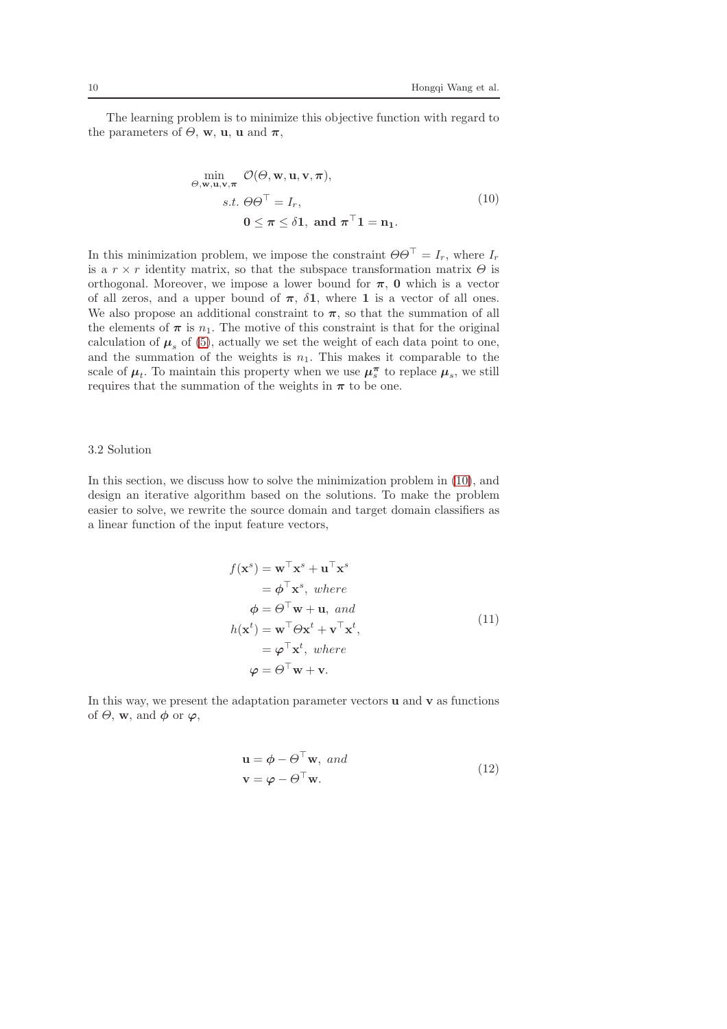The learning problem is to minimize this objective function with regard to the parameters of $\Theta$, $\mathbf{w}$, $\mathbf{u}$, $\mathbf{u}$ and $\boldsymbol{\pi}$,

$$
\begin{aligned}
\min_{\Theta,\mathbf{w},\mathbf{u},\mathbf{v},\boldsymbol{\pi}} \ & \mathcal{O}(\Theta, \mathbf{w}, \mathbf{u}, \mathbf{v}, \boldsymbol{\pi}), \\
s.t. \ & \Theta\Theta^\top = I_r, \\
& \mathbf{0} \leq \boldsymbol{\pi} \leq \delta\mathbf{1}, \ \textbf{and } \boldsymbol{\pi}^\top\mathbf{1} = \mathbf{n_1}.
\end{aligned}
\tag{10}
$$

In this minimization problem, we impose the constraint $\Theta\Theta^\top = I_r$, where $I_r$ is a $r \times r$ identity matrix, so that the subspace transformation matrix $\Theta$ is orthogonal. Moreover, we impose a lower bound for $\boldsymbol{\pi}$, $\mathbf{0}$ which is a vector of all zeros, and a upper bound of $\boldsymbol{\pi}$, $\delta\mathbf{1}$, where $\mathbf{1}$ is a vector of all ones. We also propose an additional constraint to $\boldsymbol{\pi}$, so that the summation of all the elements of $\boldsymbol{\pi}$ is $n_1$. The motive of this constraint is that for the original calculation of $\boldsymbol{\mu}_s$ of (5), actually we set the weight of each data point to one, and the summation of the weights is $n_1$. This makes it comparable to the scale of $\boldsymbol{\mu}_t$. To maintain this property when we use $\boldsymbol{\mu}_s^{\boldsymbol{\pi}}$ to replace $\boldsymbol{\mu}_s$, we still requires that the summation of the weights in $\boldsymbol{\pi}$ to be one.

### 3.2 Solution

In this section, we discuss how to solve the minimization problem in (10), and design an iterative algorithm based on the solutions. To make the problem easier to solve, we rewrite the source domain and target domain classifiers as a linear function of the input feature vectors,

$$
\begin{aligned}
f(\mathbf{x}^s) &= \mathbf{w}^\top\mathbf{x}^s + \mathbf{u}^\top\mathbf{x}^s \\
&= \boldsymbol{\phi}^\top\mathbf{x}^s, \ where \\
\boldsymbol{\phi} &= \Theta^\top\mathbf{w} + \mathbf{u}, \ and \\
h(\mathbf{x}^t) &= \mathbf{w}^\top\Theta\mathbf{x}^t + \mathbf{v}^\top\mathbf{x}^t, \\
&= \boldsymbol{\varphi}^\top\mathbf{x}^t, \ where \\
\boldsymbol{\varphi} &= \Theta^\top\mathbf{w} + \mathbf{v}.
\end{aligned}
\tag{11}
$$

In this way, we present the adaptation parameter vectors $\mathbf{u}$ and $\mathbf{v}$ as functions of $\Theta$, $\mathbf{w}$, and $\boldsymbol{\phi}$ or $\boldsymbol{\varphi}$,

$$
\begin{aligned}
\mathbf{u} &= \boldsymbol{\phi} - \Theta^\top\mathbf{w}, \ and \\
\mathbf{v} &= \boldsymbol{\varphi} - \Theta^\top\mathbf{w}.
\end{aligned}
\tag{12}
$$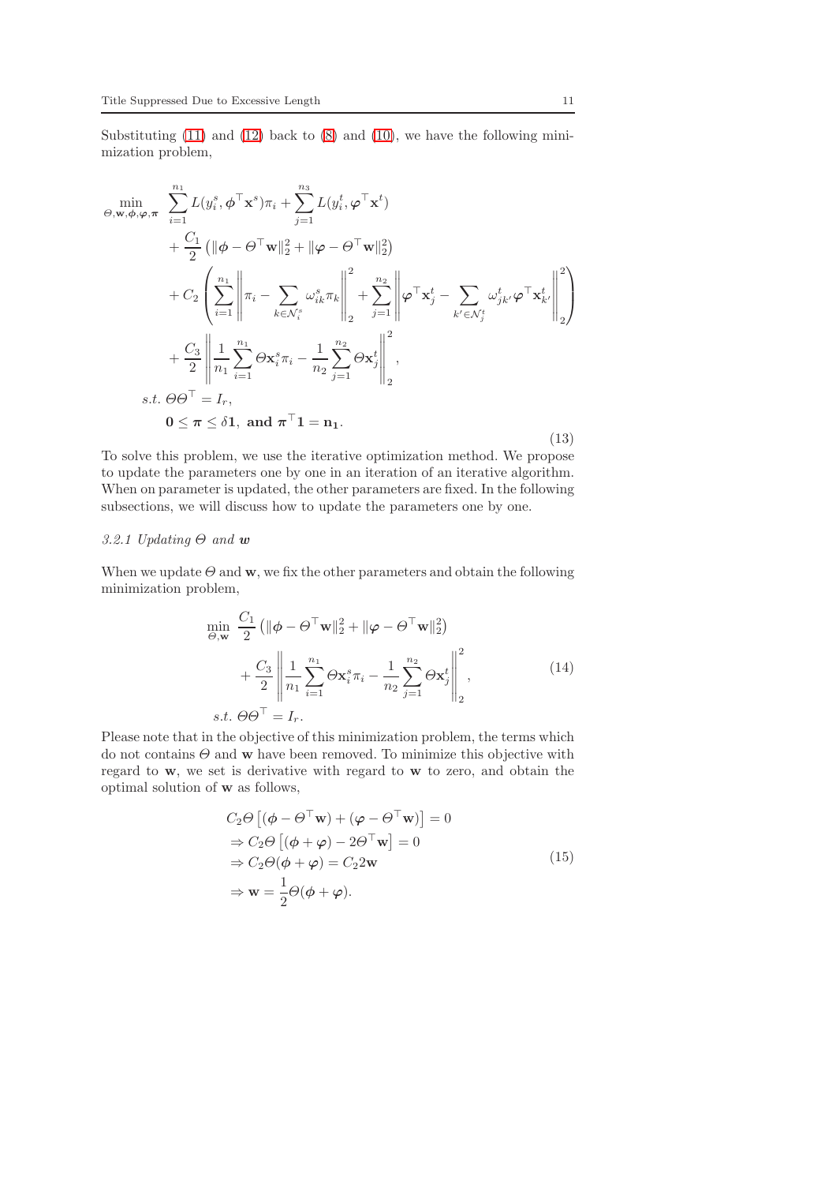Substituting (11) and (12) back to (8) and (10), we have the following minimization problem,

$$
\begin{aligned}
\min_{\Theta,\mathbf{w},\boldsymbol{\phi},\boldsymbol{\varphi},\boldsymbol{\pi}} \; & \sum_{i=1}^{n_1} L(y_i^s, \boldsymbol{\phi}^\top \mathbf{x}^s)\pi_i + \sum_{j=1}^{n_3} L(y_i^t, \boldsymbol{\varphi}^\top \mathbf{x}^t) \\
& + \frac{C_1}{2}\left(\|\boldsymbol{\phi} - \Theta^\top \mathbf{w}\|_2^2 + \|\boldsymbol{\varphi} - \Theta^\top \mathbf{w}\|_2^2\right) \\
& + C_2 \left( \sum_{i=1}^{n_1} \left\| \pi_i - \sum_{k \in \mathcal{N}_i^s} \omega_{ik}^s \pi_k \right\|_2^2 + \sum_{j=1}^{n_2} \left\| \boldsymbol{\varphi}^\top \mathbf{x}_j^t - \sum_{k' \in \mathcal{N}_j^t} \omega_{jk'}^t \boldsymbol{\varphi}^\top \mathbf{x}_{k'}^t \right\|_2^2 \right) \\
& + \frac{C_3}{2} \left\| \frac{1}{n_1} \sum_{i=1}^{n_1} \Theta \mathbf{x}_i^s \pi_i - \frac{1}{n_2} \sum_{j=1}^{n_2} \Theta \mathbf{x}_j^t \right\|_2^2, \\
s.t. \; & \Theta\Theta^\top = I_r, \\
& \mathbf{0} \leq \boldsymbol{\pi} \leq \delta \mathbf{1}, \; \textbf{and } \boldsymbol{\pi}^\top \mathbf{1} = \mathbf{n_1}.
\end{aligned}
\tag{13}
$$

To solve this problem, we use the iterative optimization method. We propose to update the parameters one by one in an iteration of an iterative algorithm. When on parameter is updated, the other parameters are fixed. In the following subsections, we will discuss how to update the parameters one by one.

#### 3.2.1 Updating $\Theta$ and $\mathbf{w}$

When we update $\Theta$ and $\mathbf{w}$, we fix the other parameters and obtain the following minimization problem,

$$
\begin{aligned}
\min_{\Theta,\mathbf{w}} \; & \frac{C_1}{2}\left(\|\boldsymbol{\phi} - \Theta^\top \mathbf{w}\|_2^2 + \|\boldsymbol{\varphi} - \Theta^\top \mathbf{w}\|_2^2\right) \\
& + \frac{C_3}{2} \left\| \frac{1}{n_1} \sum_{i=1}^{n_1} \Theta \mathbf{x}_i^s \pi_i - \frac{1}{n_2} \sum_{j=1}^{n_2} \Theta \mathbf{x}_j^t \right\|_2^2, \\
s.t. \; & \Theta\Theta^\top = I_r.
\end{aligned}
\tag{14}
$$

Please note that in the objective of this minimization problem, the terms which do not contains $\Theta$ and $\mathbf{w}$ have been removed. To minimize this objective with regard to $\mathbf{w}$, we set is derivative with regard to $\mathbf{w}$ to zero, and obtain the optimal solution of $\mathbf{w}$ as follows,

$$
\begin{aligned}
& C_2 \Theta \left[ (\boldsymbol{\phi} - \Theta^\top \mathbf{w}) + (\boldsymbol{\varphi} - \Theta^\top \mathbf{w}) \right] = 0 \\
& \Rightarrow C_2 \Theta \left[ (\boldsymbol{\phi} + \boldsymbol{\varphi}) - 2\Theta^\top \mathbf{w} \right] = 0 \\
& \Rightarrow C_2 \Theta (\boldsymbol{\phi} + \boldsymbol{\varphi}) = C_2 2\mathbf{w} \\
& \Rightarrow \mathbf{w} = \frac{1}{2} \Theta (\boldsymbol{\phi} + \boldsymbol{\varphi}).
\end{aligned}
\tag{15}
$$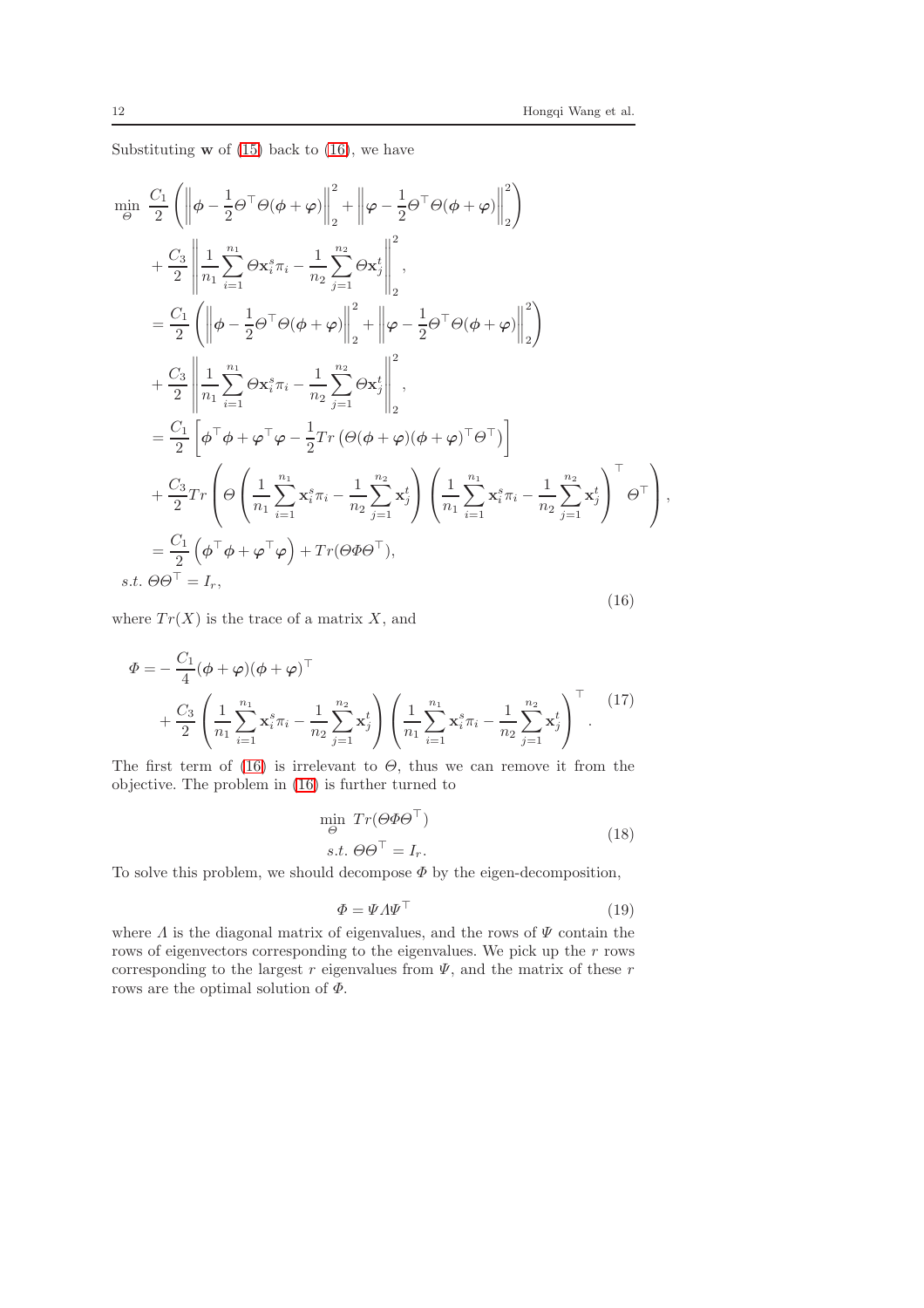Substituting $\mathbf{w}$ of (15) back to (16), we have

$$
\begin{aligned}
\min_{\Theta}\ & \frac{C_1}{2}\left(\left\|\phi-\frac{1}{2}\Theta^\top\Theta(\phi+\varphi)\right\|_2^2+\left\|\varphi-\frac{1}{2}\Theta^\top\Theta(\phi+\varphi)\right\|_2^2\right)\\
&+\frac{C_3}{2}\left\|\frac{1}{n_1}\sum_{i=1}^{n_1}\Theta\mathbf{x}_i^s\pi_i-\frac{1}{n_2}\sum_{j=1}^{n_2}\Theta\mathbf{x}_j^t\right\|_2^2,\\
&=\frac{C_1}{2}\left(\left\|\phi-\frac{1}{2}\Theta^\top\Theta(\phi+\varphi)\right\|_2^2+\left\|\varphi-\frac{1}{2}\Theta^\top\Theta(\phi+\varphi)\right\|_2^2\right)\\
&+\frac{C_3}{2}\left\|\frac{1}{n_1}\sum_{i=1}^{n_1}\Theta\mathbf{x}_i^s\pi_i-\frac{1}{n_2}\sum_{j=1}^{n_2}\Theta\mathbf{x}_j^t\right\|_2^2,\\
&=\frac{C_1}{2}\left[\phi^\top\phi+\varphi^\top\varphi-\frac{1}{2}Tr\left(\Theta(\phi+\varphi)(\phi+\varphi)^\top\Theta^\top\right)\right]\\
&+\frac{C_3}{2}Tr\left(\Theta\left(\frac{1}{n_1}\sum_{i=1}^{n_1}\mathbf{x}_i^s\pi_i-\frac{1}{n_2}\sum_{j=1}^{n_2}\mathbf{x}_j^t\right)\left(\frac{1}{n_1}\sum_{i=1}^{n_1}\mathbf{x}_i^s\pi_i-\frac{1}{n_2}\sum_{j=1}^{n_2}\mathbf{x}_j^t\right)^\top\Theta^\top\right),\\
&=\frac{C_1}{2}\left(\phi^\top\phi+\varphi^\top\varphi\right)+Tr(\Theta\Phi\Theta^\top),\\
s.t.\ & \Theta\Theta^\top=I_r,
\end{aligned}
\tag{16}
$$

where $Tr(X)$ is the trace of a matrix $X$, and

$$
\begin{aligned}
\Phi=&-\frac{C_1}{4}(\phi+\varphi)(\phi+\varphi)^\top\\
&+\frac{C_3}{2}\left(\frac{1}{n_1}\sum_{i=1}^{n_1}\mathbf{x}_i^s\pi_i-\frac{1}{n_2}\sum_{j=1}^{n_2}\mathbf{x}_j^t\right)\left(\frac{1}{n_1}\sum_{i=1}^{n_1}\mathbf{x}_i^s\pi_i-\frac{1}{n_2}\sum_{j=1}^{n_2}\mathbf{x}_j^t\right)^\top.
\end{aligned}
\tag{17}
$$

The first term of (16) is irrelevant to $\Theta$, thus we can remove it from the objective. The problem in (16) is further turned to

$$
\begin{aligned}
&\min_{\Theta}\ Tr(\Theta\Phi\Theta^\top)\\
&s.t.\ \Theta\Theta^\top=I_r.
\end{aligned}
\tag{18}
$$

To solve this problem, we should decompose $\Phi$ by the eigen-decomposition,

$$
\Phi=\Psi\Lambda\Psi^\top \tag{19}
$$

where $\Lambda$ is the diagonal matrix of eigenvalues, and the rows of $\Psi$ contain the rows of eigenvectors corresponding to the eigenvalues. We pick up the $r$ rows corresponding to the largest $r$ eigenvalues from $\Psi$, and the matrix of these $r$ rows are the optimal solution of $\Phi$.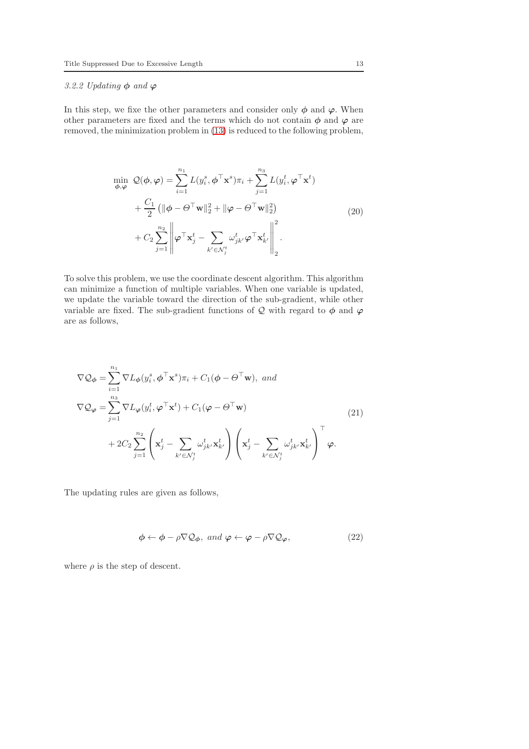#### 3.2.2 Updating $\boldsymbol{\phi}$ and $\boldsymbol{\varphi}$

In this step, we fix the other parameters and consider only $\boldsymbol{\phi}$ and $\boldsymbol{\varphi}$. When other parameters are fixed and the terms which do not contain $\boldsymbol{\phi}$ and $\boldsymbol{\varphi}$ are removed, the minimization problem in (13) is reduced to the following problem,

$$
\begin{aligned}
\min_{\boldsymbol{\phi},\boldsymbol{\varphi}} \; \mathcal{Q}(\boldsymbol{\phi},\boldsymbol{\varphi}) &= \sum_{i=1}^{n_1} L(y_i^s, \boldsymbol{\phi}^\top \mathbf{x}^s)\pi_i + \sum_{j=1}^{n_3} L(y_i^t, \boldsymbol{\varphi}^\top \mathbf{x}^t) \\
&+ \frac{C_1}{2}\left(\|\boldsymbol{\phi} - \Theta^\top \mathbf{w}\|_2^2 + \|\boldsymbol{\varphi} - \Theta^\top \mathbf{w}\|_2^2\right) \\
&+ C_2 \sum_{j=1}^{n_2} \left\| \boldsymbol{\varphi}^\top \mathbf{x}_j^t - \sum_{k' \in \mathcal{N}_j^t} \omega_{jk'}^t \boldsymbol{\varphi}^\top \mathbf{x}_{k'}^t \right\|_2^2 .
\end{aligned}
\tag{20}
$$

To solve this problem, we use the coordinate descent algorithm. This algorithm can minimize a function of multiple variables. When one variable is updated, we update the variable toward the direction of the sub-gradient, while other variable are fixed. The sub-gradient functions of $\mathcal{Q}$ with regard to $\boldsymbol{\phi}$ and $\boldsymbol{\varphi}$ are as follows,

$$
\begin{aligned}
\nabla \mathcal{Q}_{\boldsymbol{\phi}} &= \sum_{i=1}^{n_1} \nabla L_{\boldsymbol{\phi}}(y_i^s, \boldsymbol{\phi}^\top \mathbf{x}^s)\pi_i + C_1(\boldsymbol{\phi} - \Theta^\top \mathbf{w}), \; and \\
\nabla \mathcal{Q}_{\boldsymbol{\varphi}} &= \sum_{j=1}^{n_3} \nabla L_{\boldsymbol{\varphi}}(y_i^t, \boldsymbol{\varphi}^\top \mathbf{x}^t) + C_1(\boldsymbol{\varphi} - \Theta^\top \mathbf{w}) \\
&+ 2C_2 \sum_{j=1}^{n_2} \left( \mathbf{x}_j^t - \sum_{k' \in \mathcal{N}_j^t} \omega_{jk'}^t \mathbf{x}_{k'}^t \right) \left( \mathbf{x}_j^t - \sum_{k' \in \mathcal{N}_j^t} \omega_{jk'}^t \mathbf{x}_{k'}^t \right)^\top \boldsymbol{\varphi}.
\end{aligned}
\tag{21}
$$

The updating rules are given as follows,

$$
\boldsymbol{\phi} \leftarrow \boldsymbol{\phi} - \rho \nabla \mathcal{Q}_{\boldsymbol{\phi}}, \; and \; \boldsymbol{\varphi} \leftarrow \boldsymbol{\varphi} - \rho \nabla \mathcal{Q}_{\boldsymbol{\varphi}}, \tag{22}
$$

where $\rho$ is the step of descent.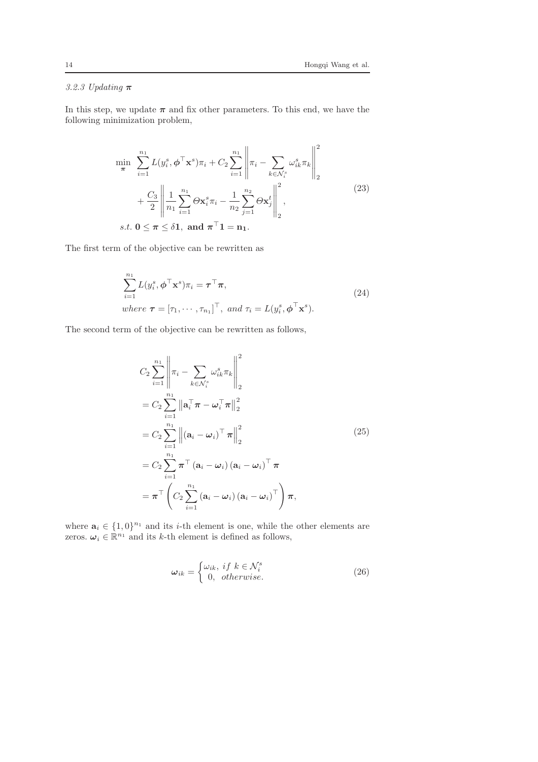#### 3.2.3 Updating $\boldsymbol{\pi}$

In this step, we update $\boldsymbol{\pi}$ and fix other parameters. To this end, we have the following minimization problem,

$$
\begin{aligned}
\min_{\boldsymbol{\pi}} \;\; & \sum_{i=1}^{n_1} L(y_i^s, \boldsymbol{\phi}^\top \mathbf{x}^s)\pi_i + C_2 \sum_{i=1}^{n_1} \left\| \pi_i - \sum_{k \in \mathcal{N}_i^s} \omega_{ik}^s \pi_k \right\|_2^2 \\
& + \frac{C_3}{2} \left\| \frac{1}{n_1} \sum_{i=1}^{n_1} \Theta \mathbf{x}_i^s \pi_i - \frac{1}{n_2} \sum_{j=1}^{n_2} \Theta \mathbf{x}_j^t \right\|_2^2, \\
s.t. \; & \mathbf{0} \le \boldsymbol{\pi} \le \delta \mathbf{1}, \text{ and } \boldsymbol{\pi}^\top \mathbf{1} = \mathbf{n_1}.
\end{aligned}
\tag{23}
$$

The first term of the objective can be rewritten as

$$
\begin{aligned}
& \sum_{i=1}^{n_1} L(y_i^s, \boldsymbol{\phi}^\top \mathbf{x}^s)\pi_i = \boldsymbol{\tau}^\top \boldsymbol{\pi}, \\
& where \; \boldsymbol{\tau} = [\tau_1, \cdots, \tau_{n_1}]^\top, \; and \; \tau_i = L(y_i^s, \boldsymbol{\phi}^\top \mathbf{x}^s).
\end{aligned}
\tag{24}
$$

The second term of the objective can be rewritten as follows,

$$
\begin{aligned}
& C_2 \sum_{i=1}^{n_1} \left\| \pi_i - \sum_{k \in \mathcal{N}_i^s} \omega_{ik}^s \pi_k \right\|_2^2 \\
& = C_2 \sum_{i=1}^{n_1} \left\| \mathbf{a}_i^\top \boldsymbol{\pi} - \boldsymbol{\omega}_i^\top \boldsymbol{\pi} \right\|_2^2 \\
& = C_2 \sum_{i=1}^{n_1} \left\| (\mathbf{a}_i - \boldsymbol{\omega}_i)^\top \boldsymbol{\pi} \right\|_2^2 \\
& = C_2 \sum_{i=1}^{n_1} \boldsymbol{\pi}^\top (\mathbf{a}_i - \boldsymbol{\omega}_i)(\mathbf{a}_i - \boldsymbol{\omega}_i)^\top \boldsymbol{\pi} \\
& = \boldsymbol{\pi}^\top \left( C_2 \sum_{i=1}^{n_1} (\mathbf{a}_i - \boldsymbol{\omega}_i)(\mathbf{a}_i - \boldsymbol{\omega}_i)^\top \right) \boldsymbol{\pi},
\end{aligned}
\tag{25}
$$

where $\mathbf{a}_i \in \{1, 0\}^{n_1}$ and its $i$-th element is one, while the other elements are zeros. $\boldsymbol{\omega}_i \in \mathbb{R}^{n_1}$ and its $k$-th element is defined as follows,

$$
\boldsymbol{\omega}_{ik} = \begin{cases} \omega_{ik}, \; if \; k \in \mathcal{N}_i^s \\ 0, \;\; otherwise. \end{cases}
\tag{26}
$$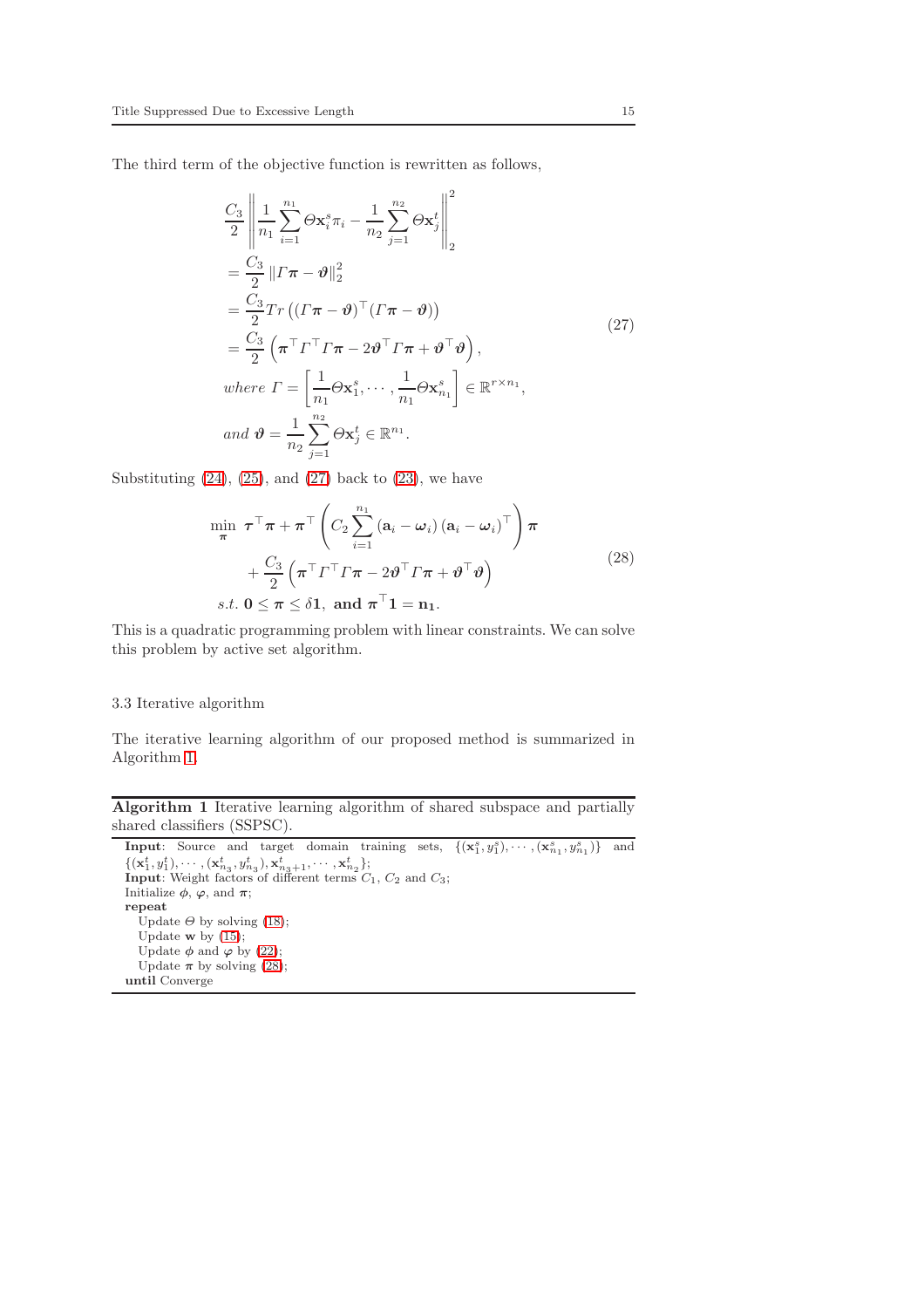The third term of the objective function is rewritten as follows,

$$
\begin{aligned}
&\frac{C_3}{2}\left\|\frac{1}{n_1}\sum_{i=1}^{n_1}\Theta\mathbf{x}_i^s\pi_i-\frac{1}{n_2}\sum_{j=1}^{n_2}\Theta\mathbf{x}_j^t\right\|_2^2\\
&=\frac{C_3}{2}\left\|\Gamma\boldsymbol{\pi}-\boldsymbol{\vartheta}\right\|_2^2\\
&=\frac{C_3}{2}Tr\left((\Gamma\boldsymbol{\pi}-\boldsymbol{\vartheta})^\top(\Gamma\boldsymbol{\pi}-\boldsymbol{\vartheta})\right)\\
&=\frac{C_3}{2}\left(\boldsymbol{\pi}^\top\Gamma^\top\Gamma\boldsymbol{\pi}-2\boldsymbol{\vartheta}^\top\Gamma\boldsymbol{\pi}+\boldsymbol{\vartheta}^\top\boldsymbol{\vartheta}\right),\\
&where\ \Gamma=\left[\frac{1}{n_1}\Theta\mathbf{x}_1^s,\cdots,\frac{1}{n_1}\Theta\mathbf{x}_{n_1}^s\right]\in\mathbb{R}^{r\times n_1},\\
&and\ \boldsymbol{\vartheta}=\frac{1}{n_2}\sum_{j=1}^{n_2}\Theta\mathbf{x}_j^t\in\mathbb{R}^{n_1}.
\end{aligned}
\tag{27}
$$

Substituting (24), (25), and (27) back to (23), we have

$$
\begin{aligned}
\min_{\boldsymbol{\pi}}\ &\boldsymbol{\tau}^\top\boldsymbol{\pi}+\boldsymbol{\pi}^\top\left(C_2\sum_{i=1}^{n_1}(\mathbf{a}_i-\boldsymbol{\omega}_i)(\mathbf{a}_i-\boldsymbol{\omega}_i)^\top\right)\boldsymbol{\pi}\\
&+\frac{C_3}{2}\left(\boldsymbol{\pi}^\top\Gamma^\top\Gamma\boldsymbol{\pi}-2\boldsymbol{\vartheta}^\top\Gamma\boldsymbol{\pi}+\boldsymbol{\vartheta}^\top\boldsymbol{\vartheta}\right)\\
s.t.\ &\mathbf{0}\leq\boldsymbol{\pi}\leq\delta\mathbf{1},\ \mathbf{and}\ \boldsymbol{\pi}^\top\mathbf{1}=\mathbf{n_1}.
\end{aligned}
\tag{28}
$$

This is a quadratic programming problem with linear constraints. We can solve this problem by active set algorithm.

### 3.3 Iterative algorithm

The iterative learning algorithm of our proposed method is summarized in Algorithm 1.

---

**Algorithm 1** Iterative learning algorithm of shared subspace and partially shared classifiers (SSPSC).

---

**Input**: Source and target domain training sets, $\{(\mathbf{x}_1^s,y_1^s),\cdots,(\mathbf{x}_{n_1}^s,y_{n_1}^s)\}$ and $\{(\mathbf{x}_1^t,y_1^t),\cdots,(\mathbf{x}_{n_3}^t,y_{n_3}^t),\mathbf{x}_{n_3+1}^t,\cdots,\mathbf{x}_{n_2}^t\}$;
**Input**: Weight factors of different terms $C_1$, $C_2$ and $C_3$;
Initialize $\boldsymbol{\phi}$, $\boldsymbol{\varphi}$, and $\boldsymbol{\pi}$;
**repeat**
  Update $\Theta$ by solving (18);
  Update $\mathbf{w}$ by (15);
  Update $\boldsymbol{\phi}$ and $\boldsymbol{\varphi}$ by (22);
  Update $\boldsymbol{\pi}$ by solving (28);
**until** Converge

---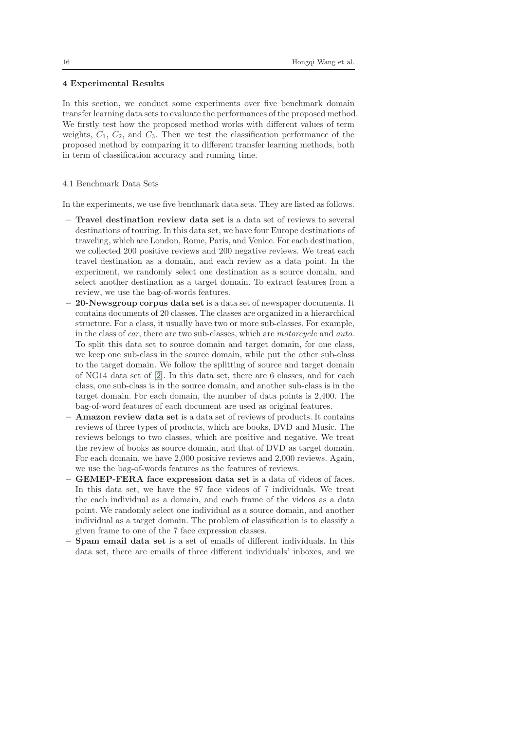## 4 Experimental Results

In this section, we conduct some experiments over five benchmark domain transfer learning data sets to evaluate the performances of the proposed method. We firstly test how the proposed method works with different values of term weights, $C_1$, $C_2$, and $C_3$. Then we test the classification performance of the proposed method by comparing it to different transfer learning methods, both in term of classification accuracy and running time.

### 4.1 Benchmark Data Sets

In the experiments, we use five benchmark data sets. They are listed as follows.

- **Travel destination review data set** is a data set of reviews to several destinations of touring. In this data set, we have four Europe destinations of traveling, which are London, Rome, Paris, and Venice. For each destination, we collected 200 positive reviews and 200 negative reviews. We treat each travel destination as a domain, and each review as a data point. In the experiment, we randomly select one destination as a source domain, and select another destination as a target domain. To extract features from a review, we use the bag-of-words features.
- **20-Newsgroup corpus data set** is a data set of newspaper documents. It contains documents of 20 classes. The classes are organized in a hierarchical structure. For a class, it usually have two or more sub-classes. For example, in the class of *car*, there are two sub-classes, which are *motorcycle* and *auto*. To split this data set to source domain and target domain, for one class, we keep one sub-class in the source domain, while put the other sub-class to the target domain. We follow the splitting of source and target domain of NG14 data set of [2]. In this data set, there are 6 classes, and for each class, one sub-class is in the source domain, and another sub-class is in the target domain. For each domain, the number of data points is 2,400. The bag-of-word features of each document are used as original features.
- **Amazon review data set** is a data set of reviews of products. It contains reviews of three types of products, which are books, DVD and Music. The reviews belongs to two classes, which are positive and negative. We treat the review of books as source domain, and that of DVD as target domain. For each domain, we have 2,000 positive reviews and 2,000 reviews. Again, we use the bag-of-words features as the features of reviews.
- **GEMEP-FERA face expression data set** is a data of videos of faces. In this data set, we have the 87 face videos of 7 individuals. We treat the each individual as a domain, and each frame of the videos as a data point. We randomly select one individual as a source domain, and another individual as a target domain. The problem of classification is to classify a given frame to one of the 7 face expression classes.
- **Spam email data set** is a set of emails of different individuals. In this data set, there are emails of three different individuals' inboxes, and we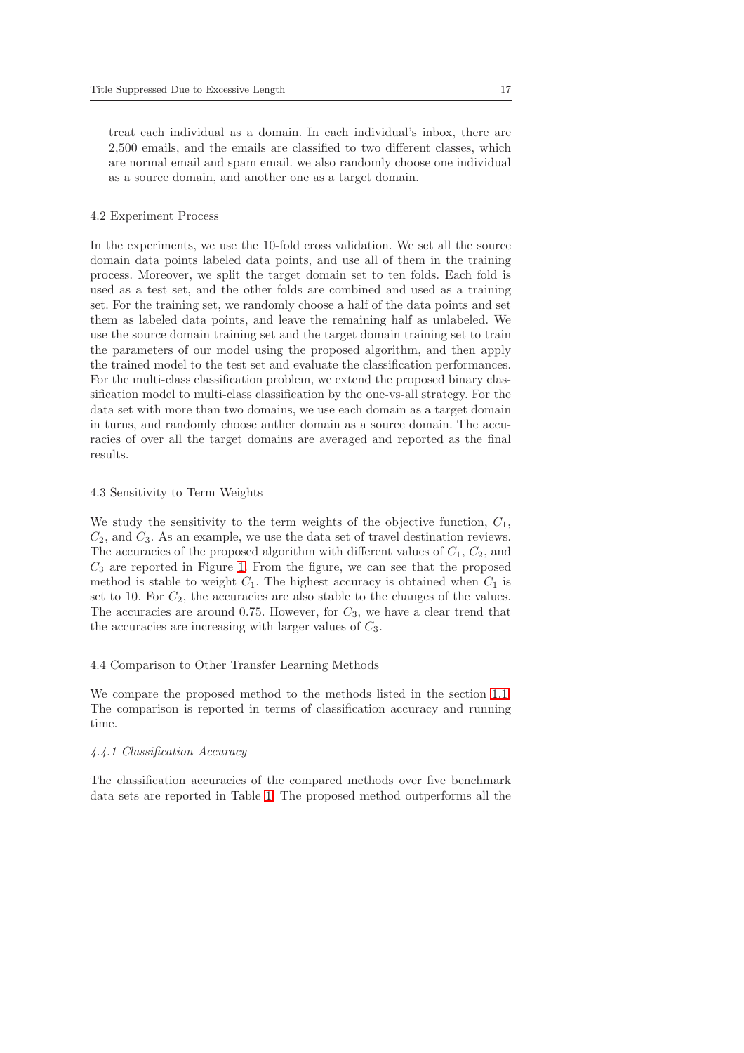treat each individual as a domain. In each individual's inbox, there are 2,500 emails, and the emails are classified to two different classes, which are normal email and spam email. we also randomly choose one individual as a source domain, and another one as a target domain.

## 4.2 Experiment Process

In the experiments, we use the 10-fold cross validation. We set all the source domain data points labeled data points, and use all of them in the training process. Moreover, we split the target domain set to ten folds. Each fold is used as a test set, and the other folds are combined and used as a training set. For the training set, we randomly choose a half of the data points and set them as labeled data points, and leave the remaining half as unlabeled. We use the source domain training set and the target domain training set to train the parameters of our model using the proposed algorithm, and then apply the trained model to the test set and evaluate the classification performances. For the multi-class classification problem, we extend the proposed binary classification model to multi-class classification by the one-vs-all strategy. For the data set with more than two domains, we use each domain as a target domain in turns, and randomly choose anther domain as a source domain. The accuracies of over all the target domains are averaged and reported as the final results.

## 4.3 Sensitivity to Term Weights

We study the sensitivity to the term weights of the objective function, $C_1$, $C_2$, and $C_3$. As an example, we use the data set of travel destination reviews. The accuracies of the proposed algorithm with different values of $C_1$, $C_2$, and $C_3$ are reported in Figure 1. From the figure, we can see that the proposed method is stable to weight $C_1$. The highest accuracy is obtained when $C_1$ is set to 10. For $C_2$, the accuracies are also stable to the changes of the values. The accuracies are around 0.75. However, for $C_3$, we have a clear trend that the accuracies are increasing with larger values of $C_3$.

## 4.4 Comparison to Other Transfer Learning Methods

We compare the proposed method to the methods listed in the section 1.1. The comparison is reported in terms of classification accuracy and running time.

### *4.4.1 Classification Accuracy*

The classification accuracies of the compared methods over five benchmark data sets are reported in Table 1. The proposed method outperforms all the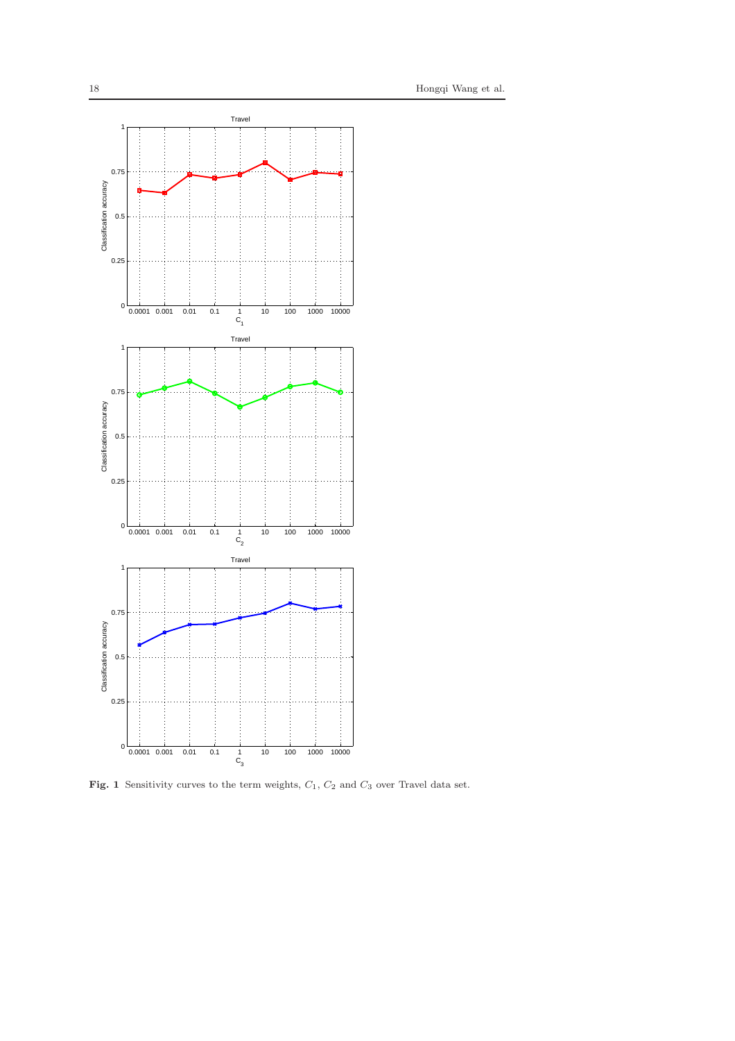**Fig. 1** Sensitivity curves to the term weights, $C_1$, $C_2$ and $C_3$ over Travel data set.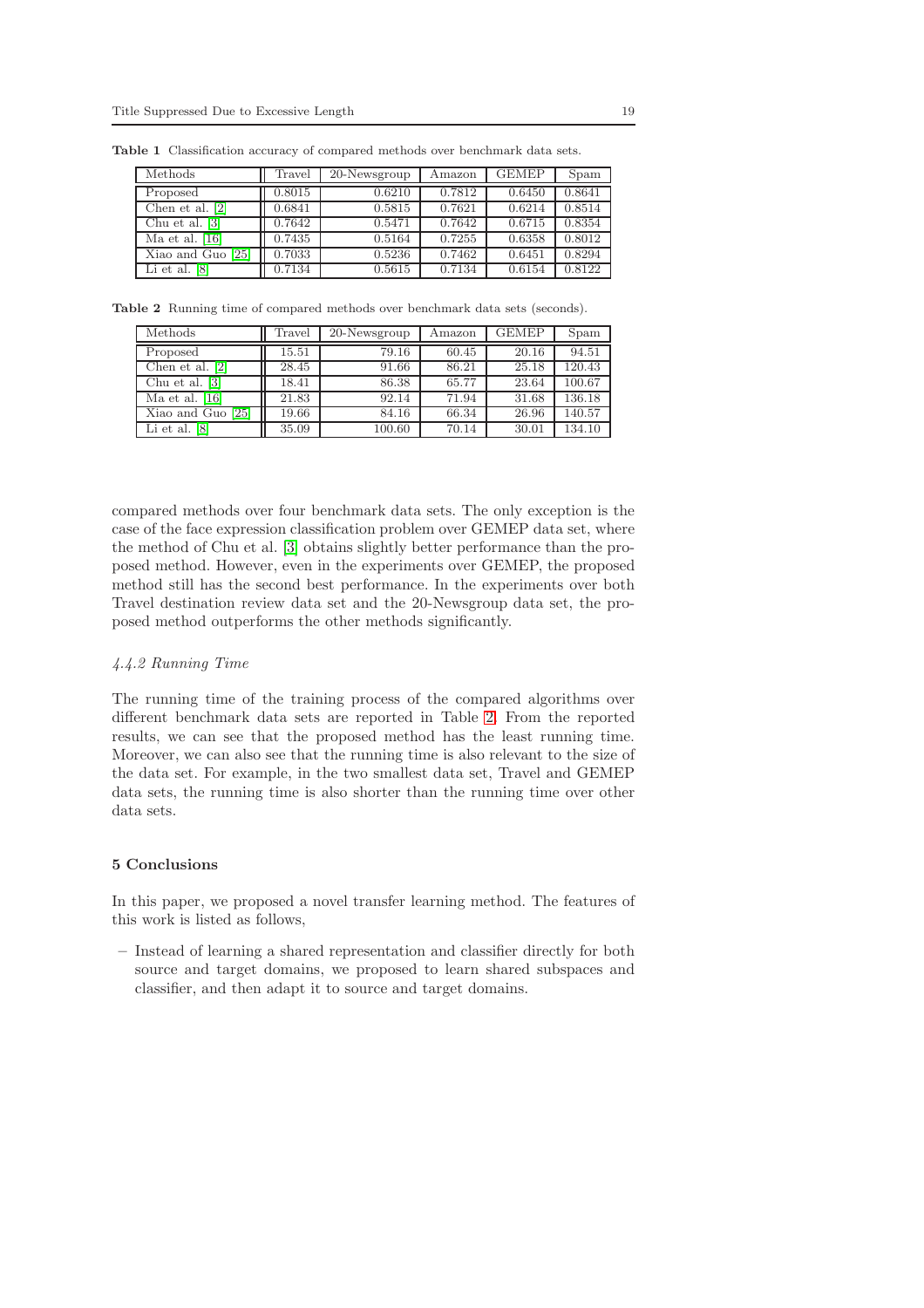**Table 1** Classification accuracy of compared methods over benchmark data sets.

| Methods | Travel | 20-Newsgroup | Amazon | GEMEP | Spam |
|---|---|---|---|---|---|
| Proposed | 0.8015 | 0.6210 | 0.7812 | 0.6450 | 0.8641 |
| Chen et al. [2] | 0.6841 | 0.5815 | 0.7621 | 0.6214 | 0.8514 |
| Chu et al. [3] | 0.7642 | 0.5471 | 0.7642 | 0.6715 | 0.8354 |
| Ma et al. [16] | 0.7435 | 0.5164 | 0.7255 | 0.6358 | 0.8012 |
| Xiao and Guo [25] | 0.7033 | 0.5236 | 0.7462 | 0.6451 | 0.8294 |
| Li et al. [8] | 0.7134 | 0.5615 | 0.7134 | 0.6154 | 0.8122 |

**Table 2** Running time of compared methods over benchmark data sets (seconds).

| Methods | Travel | 20-Newsgroup | Amazon | GEMEP | Spam |
|---|---|---|---|---|---|
| Proposed | 15.51 | 79.16 | 60.45 | 20.16 | 94.51 |
| Chen et al. [2] | 28.45 | 91.66 | 86.21 | 25.18 | 120.43 |
| Chu et al. [3] | 18.41 | 86.38 | 65.77 | 23.64 | 100.67 |
| Ma et al. [16] | 21.83 | 92.14 | 71.94 | 31.68 | 136.18 |
| Xiao and Guo [25] | 19.66 | 84.16 | 66.34 | 26.96 | 140.57 |
| Li et al. [8] | 35.09 | 100.60 | 70.14 | 30.01 | 134.10 |

compared methods over four benchmark data sets. The only exception is the case of the face expression classification problem over GEMEP data set, where the method of Chu et al. [3] obtains slightly better performance than the proposed method. However, even in the experiments over GEMEP, the proposed method still has the second best performance. In the experiments over both Travel destination review data set and the 20-Newsgroup data set, the proposed method outperforms the other methods significantly.

#### *4.4.2 Running Time*

The running time of the training process of the compared algorithms over different benchmark data sets are reported in Table 2. From the reported results, we can see that the proposed method has the least running time. Moreover, we can also see that the running time is also relevant to the size of the data set. For example, in the two smallest data set, Travel and GEMEP data sets, the running time is also shorter than the running time over other data sets.

## 5 Conclusions

In this paper, we proposed a novel transfer learning method. The features of this work is listed as follows,

- Instead of learning a shared representation and classifier directly for both source and target domains, we proposed to learn shared subspaces and classifier, and then adapt it to source and target domains.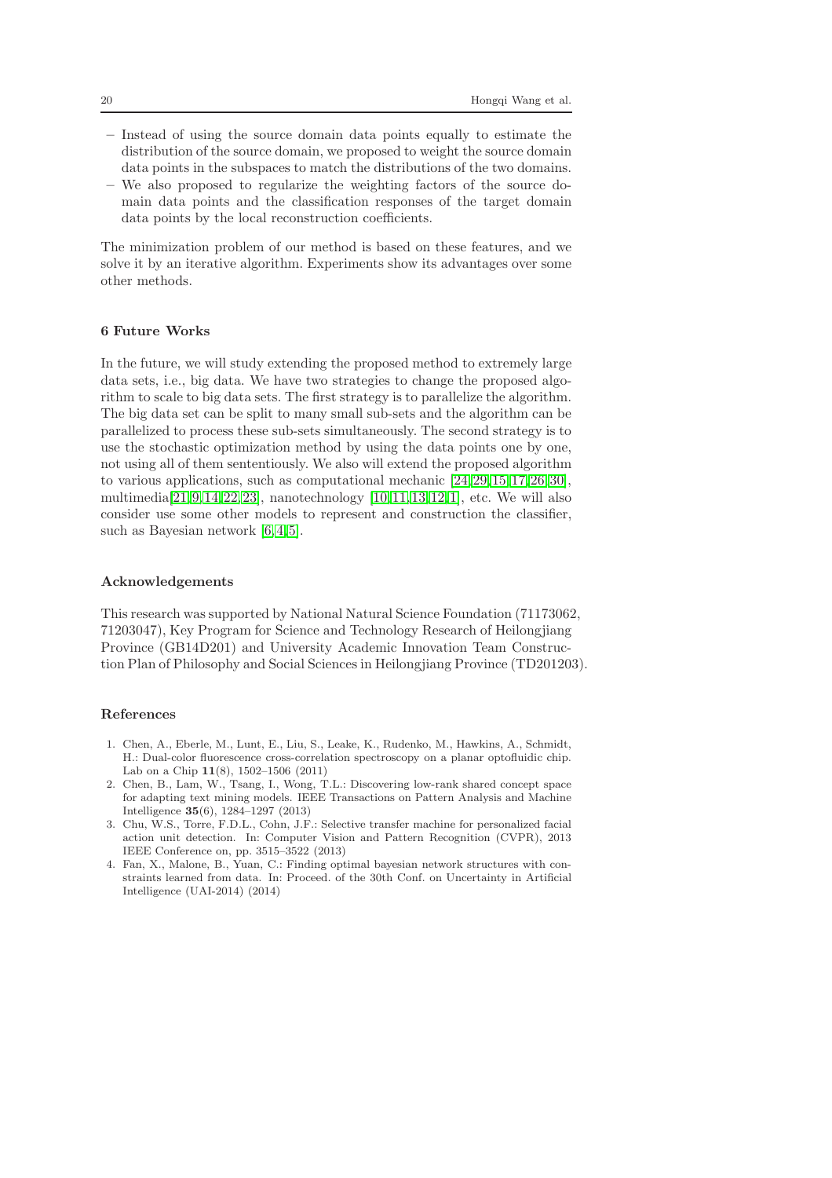- Instead of using the source domain data points equally to estimate the distribution of the source domain, we proposed to weight the source domain data points in the subspaces to match the distributions of the two domains.
- We also proposed to regularize the weighting factors of the source domain data points and the classification responses of the target domain data points by the local reconstruction coefficients.

The minimization problem of our method is based on these features, and we solve it by an iterative algorithm. Experiments show its advantages over some other methods.

## 6 Future Works

In the future, we will study extending the proposed method to extremely large data sets, i.e., big data. We have two strategies to change the proposed algorithm to scale to big data sets. The first strategy is to parallelize the algorithm. The big data set can be split to many small sub-sets and the algorithm can be parallelized to process these sub-sets simultaneously. The second strategy is to use the stochastic optimization method by using the data points one by one, not using all of them sententiously. We also will extend the proposed algorithm to various applications, such as computational mechanic [24,29,15,17,26,30], multimedia[21,9,14,22,23], nanotechnology [10,11,13,12,1], etc. We will also consider use some other models to represent and construction the classifier, such as Bayesian network [6,4,5].

## Acknowledgements

This research was supported by National Natural Science Foundation (71173062, 71203047), Key Program for Science and Technology Research of Heilongjiang Province (GB14D201) and University Academic Innovation Team Construction Plan of Philosophy and Social Sciences in Heilongjiang Province (TD201203).

## References

1. Chen, A., Eberle, M., Lunt, E., Liu, S., Leake, K., Rudenko, M., Hawkins, A., Schmidt, H.: Dual-color fluorescence cross-correlation spectroscopy on a planar optofluidic chip. Lab on a Chip **11**(8), 1502–1506 (2011)
2. Chen, B., Lam, W., Tsang, I., Wong, T.L.: Discovering low-rank shared concept space for adapting text mining models. IEEE Transactions on Pattern Analysis and Machine Intelligence **35**(6), 1284–1297 (2013)
3. Chu, W.S., Torre, F.D.L., Cohn, J.F.: Selective transfer machine for personalized facial action unit detection. In: Computer Vision and Pattern Recognition (CVPR), 2013 IEEE Conference on, pp. 3515–3522 (2013)
4. Fan, X., Malone, B., Yuan, C.: Finding optimal bayesian network structures with constraints learned from data. In: Proceed. of the 30th Conf. on Uncertainty in Artificial Intelligence (UAI-2014) (2014)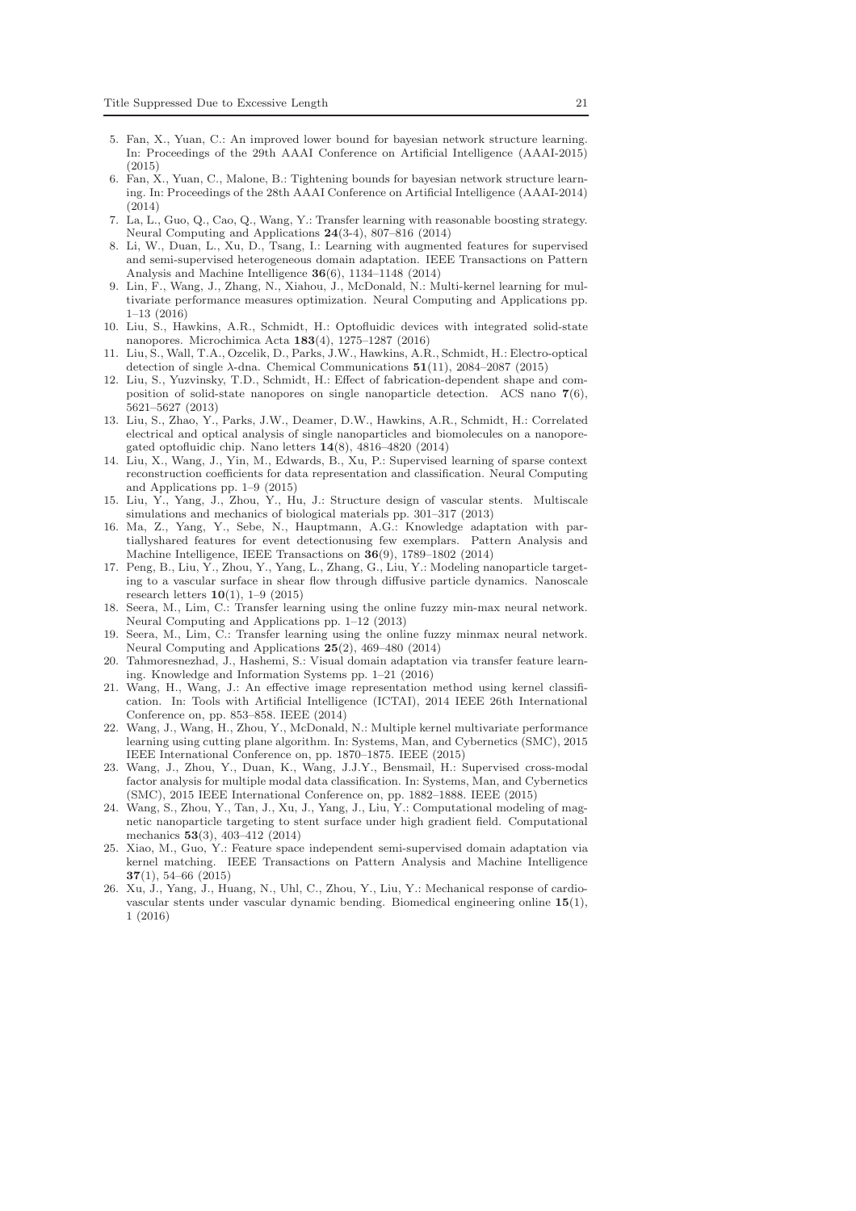5. Fan, X., Yuan, C.: An improved lower bound for bayesian network structure learning. In: Proceedings of the 29th AAAI Conference on Artificial Intelligence (AAAI-2015) (2015)
6. Fan, X., Yuan, C., Malone, B.: Tightening bounds for bayesian network structure learning. In: Proceedings of the 28th AAAI Conference on Artificial Intelligence (AAAI-2014) (2014)
7. La, L., Guo, Q., Cao, Q., Wang, Y.: Transfer learning with reasonable boosting strategy. Neural Computing and Applications **24**(3-4), 807–816 (2014)
8. Li, W., Duan, L., Xu, D., Tsang, I.: Learning with augmented features for supervised and semi-supervised heterogeneous domain adaptation. IEEE Transactions on Pattern Analysis and Machine Intelligence **36**(6), 1134–1148 (2014)
9. Lin, F., Wang, J., Zhang, N., Xiahou, J., McDonald, N.: Multi-kernel learning for multivariate performance measures optimization. Neural Computing and Applications pp. 1–13 (2016)
10. Liu, S., Hawkins, A.R., Schmidt, H.: Optofluidic devices with integrated solid-state nanopores. Microchimica Acta **183**(4), 1275–1287 (2016)
11. Liu, S., Wall, T.A., Ozcelik, D., Parks, J.W., Hawkins, A.R., Schmidt, H.: Electro-optical detection of single $\lambda$-dna. Chemical Communications **51**(11), 2084–2087 (2015)
12. Liu, S., Yuzvinsky, T.D., Schmidt, H.: Effect of fabrication-dependent shape and composition of solid-state nanopores on single nanoparticle detection. ACS nano **7**(6), 5621–5627 (2013)
13. Liu, S., Zhao, Y., Parks, J.W., Deamer, D.W., Hawkins, A.R., Schmidt, H.: Correlated electrical and optical analysis of single nanoparticles and biomolecules on a nanopore-gated optofluidic chip. Nano letters **14**(8), 4816–4820 (2014)
14. Liu, X., Wang, J., Yin, M., Edwards, B., Xu, P.: Supervised learning of sparse context reconstruction coefficients for data representation and classification. Neural Computing and Applications pp. 1–9 (2015)
15. Liu, Y., Yang, J., Zhou, Y., Hu, J.: Structure design of vascular stents. Multiscale simulations and mechanics of biological materials pp. 301–317 (2013)
16. Ma, Z., Yang, Y., Sebe, N., Hauptmann, A.G.: Knowledge adaptation with partiallyshared features for event detectionusing few exemplars. Pattern Analysis and Machine Intelligence, IEEE Transactions on **36**(9), 1789–1802 (2014)
17. Peng, B., Liu, Y., Zhou, Y., Yang, L., Zhang, G., Liu, Y.: Modeling nanoparticle targeting to a vascular surface in shear flow through diffusive particle dynamics. Nanoscale research letters **10**(1), 1–9 (2015)
18. Seera, M., Lim, C.: Transfer learning using the online fuzzy min-max neural network. Neural Computing and Applications pp. 1–12 (2013)
19. Seera, M., Lim, C.: Transfer learning using the online fuzzy minmax neural network. Neural Computing and Applications **25**(2), 469–480 (2014)
20. Tahmoresnezhad, J., Hashemi, S.: Visual domain adaptation via transfer feature learning. Knowledge and Information Systems pp. 1–21 (2016)
21. Wang, H., Wang, J.: An effective image representation method using kernel classification. In: Tools with Artificial Intelligence (ICTAI), 2014 IEEE 26th International Conference on, pp. 853–858. IEEE (2014)
22. Wang, J., Wang, H., Zhou, Y., McDonald, N.: Multiple kernel multivariate performance learning using cutting plane algorithm. In: Systems, Man, and Cybernetics (SMC), 2015 IEEE International Conference on, pp. 1870–1875. IEEE (2015)
23. Wang, J., Zhou, Y., Duan, K., Wang, J.J.Y., Bensmail, H.: Supervised cross-modal factor analysis for multiple modal data classification. In: Systems, Man, and Cybernetics (SMC), 2015 IEEE International Conference on, pp. 1882–1888. IEEE (2015)
24. Wang, S., Zhou, Y., Tan, J., Xu, J., Yang, J., Liu, Y.: Computational modeling of magnetic nanoparticle targeting to stent surface under high gradient field. Computational mechanics **53**(3), 403–412 (2014)
25. Xiao, M., Guo, Y.: Feature space independent semi-supervised domain adaptation via kernel matching. IEEE Transactions on Pattern Analysis and Machine Intelligence **37**(1), 54–66 (2015)
26. Xu, J., Yang, J., Huang, N., Uhl, C., Zhou, Y., Liu, Y.: Mechanical response of cardiovascular stents under vascular dynamic bending. Biomedical engineering online **15**(1), 1 (2016)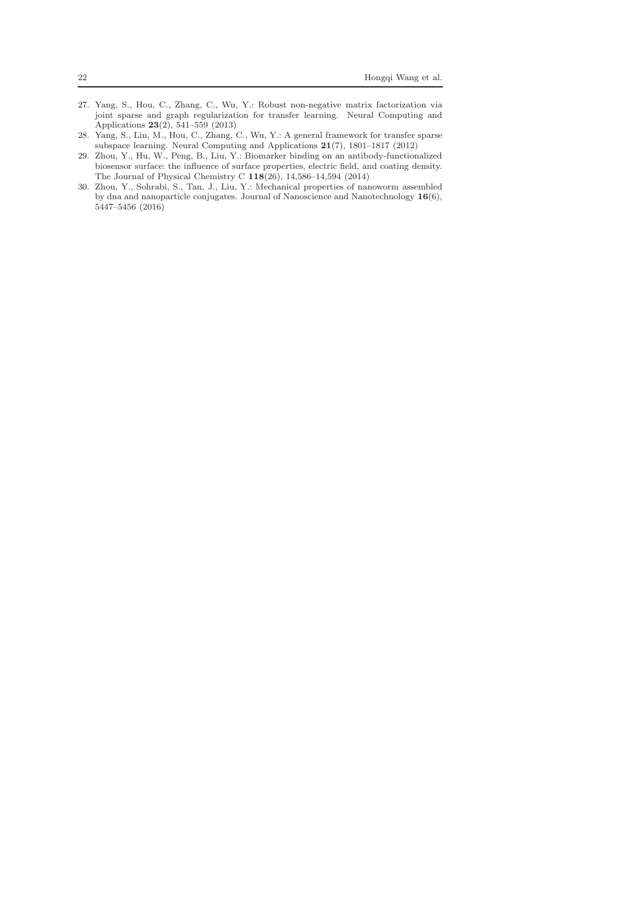27. Yang, S., Hou, C., Zhang, C., Wu, Y.: Robust non-negative matrix factorization via joint sparse and graph regularization for transfer learning. Neural Computing and Applications **23**(2), 541–559 (2013)
28. Yang, S., Lin, M., Hou, C., Zhang, C., Wu, Y.: A general framework for transfer sparse subspace learning. Neural Computing and Applications **21**(7), 1801–1817 (2012)
29. Zhou, Y., Hu, W., Peng, B., Liu, Y.: Biomarker binding on an antibody-functionalized biosensor surface: the influence of surface properties, electric field, and coating density. The Journal of Physical Chemistry C **118**(26), 14,586–14,594 (2014)
30. Zhou, Y., Sohrabi, S., Tan, J., Liu, Y.: Mechanical properties of nanoworm assembled by dna and nanoparticle conjugates. Journal of Nanoscience and Nanotechnology **16**(6), 5447–5456 (2016)